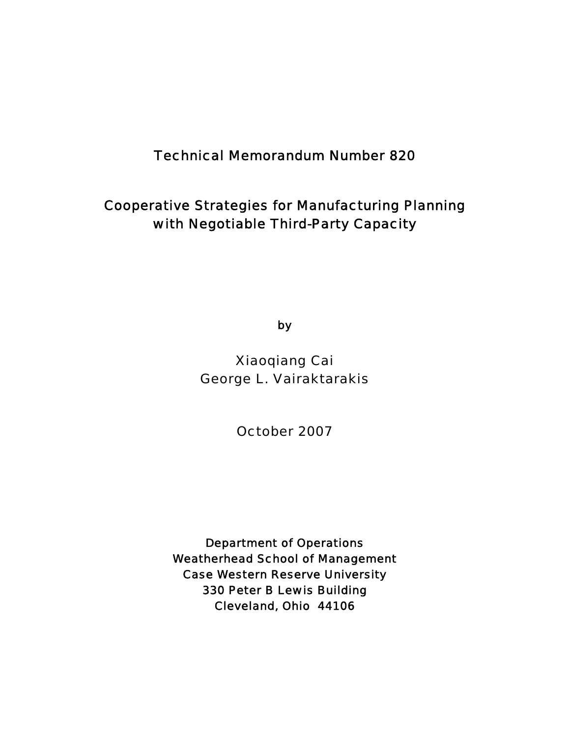Technical Memorandum Number 820

# Cooperative Strategies for Manufacturing Planning with Negotiable Third-Party Capacity

by

Xiaoqiang Cai
George L. Vairaktarakis

October 2007

Department of Operations
Weatherhead School of Management
Case Western Reserve University
330 Peter B Lewis Building
Cleveland, Ohio 44106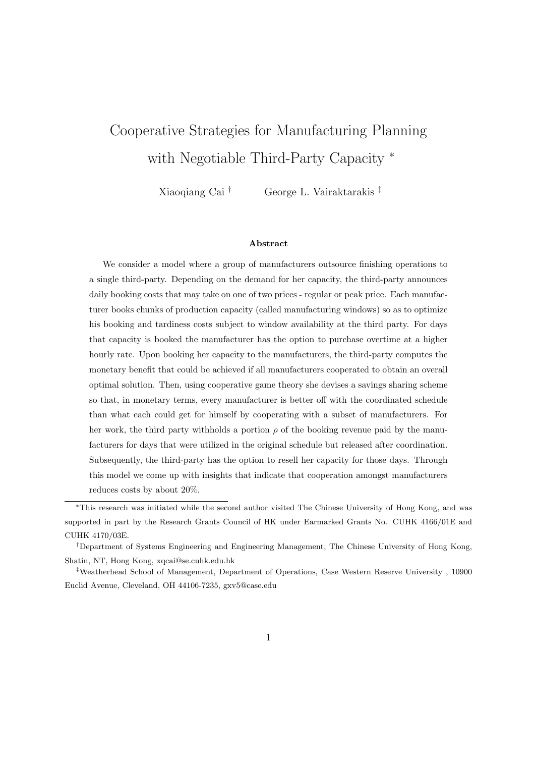# Cooperative Strategies for Manufacturing Planning with Negotiable Third-Party Capacity *

Xiaoqiang Cai † George L. Vairaktarakis ‡

### Abstract

We consider a model where a group of manufacturers outsource finishing operations to a single third-party. Depending on the demand for her capacity, the third-party announces daily booking costs that may take on one of two prices - regular or peak price. Each manufacturer books chunks of production capacity (called manufacturing windows) so as to optimize his booking and tardiness costs subject to window availability at the third party. For days that capacity is booked the manufacturer has the option to purchase overtime at a higher hourly rate. Upon booking her capacity to the manufacturers, the third-party computes the monetary benefit that could be achieved if all manufacturers cooperated to obtain an overall optimal solution. Then, using cooperative game theory she devises a savings sharing scheme so that, in monetary terms, every manufacturer is better off with the coordinated schedule than what each could get for himself by cooperating with a subset of manufacturers. For her work, the third party withholds a portion $\rho$ of the booking revenue paid by the manufacturers for days that were utilized in the original schedule but released after coordination. Subsequently, the third-party has the option to resell her capacity for those days. Through this model we come up with insights that indicate that cooperation amongst manufacturers reduces costs by about 20%.

---

*This research was initiated while the second author visited The Chinese University of Hong Kong, and was supported in part by the Research Grants Council of HK under Earmarked Grants No. CUHK 4166/01E and CUHK 4170/03E.

†Department of Systems Engineering and Engineering Management, The Chinese University of Hong Kong, Shatin, NT, Hong Kong, xqcai@se.cuhk.edu.hk

‡Weatherhead School of Management, Department of Operations, Case Western Reserve University , 10900 Euclid Avenue, Cleveland, OH 44106-7235, gxv5@case.edu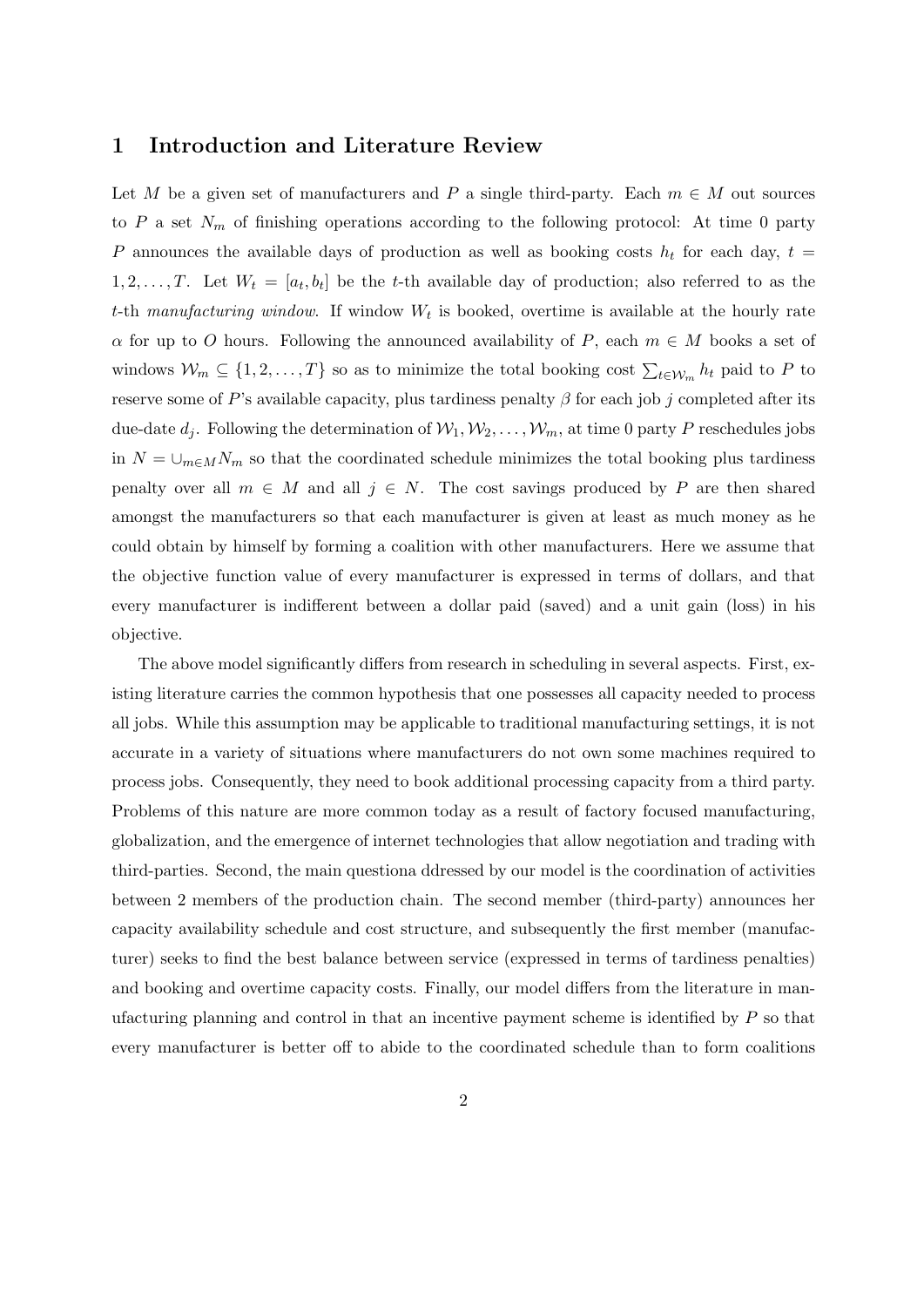# 1 Introduction and Literature Review

Let $M$ be a given set of manufacturers and $P$ a single third-party. Each $m \in M$ out sources to $P$ a set $N_m$ of finishing operations according to the following protocol: At time 0 party $P$ announces the available days of production as well as booking costs $h_t$ for each day, $t = 1, 2, \ldots, T$. Let $W_t = [a_t, b_t]$ be the $t$-th available day of production; also referred to as the $t$-th *manufacturing window*. If window $W_t$ is booked, overtime is available at the hourly rate $\alpha$ for up to $O$ hours. Following the announced availability of $P$, each $m \in M$ books a set of windows $\mathcal{W}_m \subseteq \{1, 2, \ldots, T\}$ so as to minimize the total booking cost $\sum_{t \in \mathcal{W}_m} h_t$ paid to $P$ to reserve some of $P$'s available capacity, plus tardiness penalty $\beta$ for each job $j$ completed after its due-date $d_j$. Following the determination of $\mathcal{W}_1, \mathcal{W}_2, \ldots, \mathcal{W}_m$, at time 0 party $P$ reschedules jobs in $N = \cup_{m \in M} N_m$ so that the coordinated schedule minimizes the total booking plus tardiness penalty over all $m \in M$ and all $j \in N$. The cost savings produced by $P$ are then shared amongst the manufacturers so that each manufacturer is given at least as much money as he could obtain by himself by forming a coalition with other manufacturers. Here we assume that the objective function value of every manufacturer is expressed in terms of dollars, and that every manufacturer is indifferent between a dollar paid (saved) and a unit gain (loss) in his objective.

The above model significantly differs from research in scheduling in several aspects. First, existing literature carries the common hypothesis that one possesses all capacity needed to process all jobs. While this assumption may be applicable to traditional manufacturing settings, it is not accurate in a variety of situations where manufacturers do not own some machines required to process jobs. Consequently, they need to book additional processing capacity from a third party. Problems of this nature are more common today as a result of factory focused manufacturing, globalization, and the emergence of internet technologies that allow negotiation and trading with third-parties. Second, the main questiona ddressed by our model is the coordination of activities between 2 members of the production chain. The second member (third-party) announces her capacity availability schedule and cost structure, and subsequently the first member (manufacturer) seeks to find the best balance between service (expressed in terms of tardiness penalties) and booking and overtime capacity costs. Finally, our model differs from the literature in manufacturing planning and control in that an incentive payment scheme is identified by $P$ so that every manufacturer is better off to abide to the coordinated schedule than to form coalitions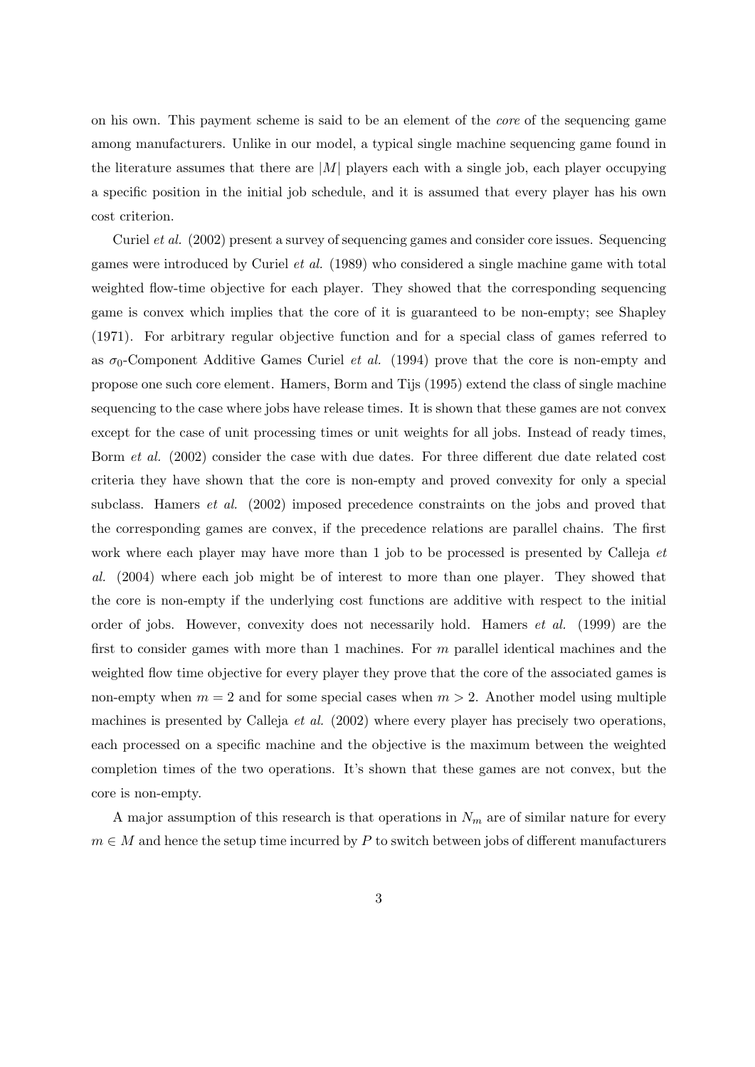on his own. This payment scheme is said to be an element of the *core* of the sequencing game among manufacturers. Unlike in our model, a typical single machine sequencing game found in the literature assumes that there are $|M|$ players each with a single job, each player occupying a specific position in the initial job schedule, and it is assumed that every player has his own cost criterion.

Curiel *et al.* (2002) present a survey of sequencing games and consider core issues. Sequencing games were introduced by Curiel *et al.* (1989) who considered a single machine game with total weighted flow-time objective for each player. They showed that the corresponding sequencing game is convex which implies that the core of it is guaranteed to be non-empty; see Shapley (1971). For arbitrary regular objective function and for a special class of games referred to as $\sigma_0$-Component Additive Games Curiel *et al.* (1994) prove that the core is non-empty and propose one such core element. Hamers, Borm and Tijs (1995) extend the class of single machine sequencing to the case where jobs have release times. It is shown that these games are not convex except for the case of unit processing times or unit weights for all jobs. Instead of ready times, Borm *et al.* (2002) consider the case with due dates. For three different due date related cost criteria they have shown that the core is non-empty and proved convexity for only a special subclass. Hamers *et al.* (2002) imposed precedence constraints on the jobs and proved that the corresponding games are convex, if the precedence relations are parallel chains. The first work where each player may have more than 1 job to be processed is presented by Calleja *et al.* (2004) where each job might be of interest to more than one player. They showed that the core is non-empty if the underlying cost functions are additive with respect to the initial order of jobs. However, convexity does not necessarily hold. Hamers *et al.* (1999) are the first to consider games with more than 1 machines. For $m$ parallel identical machines and the weighted flow time objective for every player they prove that the core of the associated games is non-empty when $m = 2$ and for some special cases when $m > 2$. Another model using multiple machines is presented by Calleja *et al.* (2002) where every player has precisely two operations, each processed on a specific machine and the objective is the maximum between the weighted completion times of the two operations. It's shown that these games are not convex, but the core is non-empty.

A major assumption of this research is that operations in $N_m$ are of similar nature for every $m \in M$ and hence the setup time incurred by $P$ to switch between jobs of different manufacturers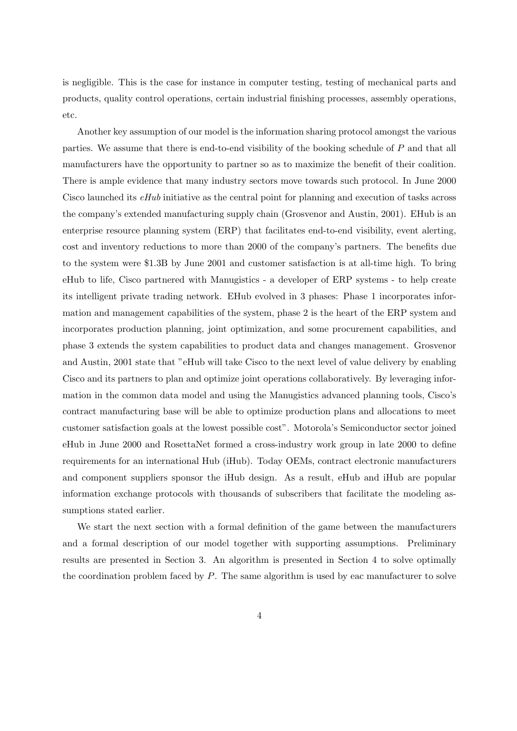is negligible. This is the case for instance in computer testing, testing of mechanical parts and products, quality control operations, certain industrial finishing processes, assembly operations, etc.

Another key assumption of our model is the information sharing protocol amongst the various parties. We assume that there is end-to-end visibility of the booking schedule of $P$ and that all manufacturers have the opportunity to partner so as to maximize the benefit of their coalition. There is ample evidence that many industry sectors move towards such protocol. In June 2000 Cisco launched its *eHub* initiative as the central point for planning and execution of tasks across the company's extended manufacturing supply chain (Grosvenor and Austin, 2001). EHub is an enterprise resource planning system (ERP) that facilitates end-to-end visibility, event alerting, cost and inventory reductions to more than 2000 of the company's partners. The benefits due to the system were \$1.3B by June 2001 and customer satisfaction is at all-time high. To bring eHub to life, Cisco partnered with Manugistics - a developer of ERP systems - to help create its intelligent private trading network. EHub evolved in 3 phases: Phase 1 incorporates information and management capabilities of the system, phase 2 is the heart of the ERP system and incorporates production planning, joint optimization, and some procurement capabilities, and phase 3 extends the system capabilities to product data and changes management. Grosvenor and Austin, 2001 state that "eHub will take Cisco to the next level of value delivery by enabling Cisco and its partners to plan and optimize joint operations collaboratively. By leveraging information in the common data model and using the Manugistics advanced planning tools, Cisco's contract manufacturing base will be able to optimize production plans and allocations to meet customer satisfaction goals at the lowest possible cost". Motorola's Semiconductor sector joined eHub in June 2000 and RosettaNet formed a cross-industry work group in late 2000 to define requirements for an international Hub (iHub). Today OEMs, contract electronic manufacturers and component suppliers sponsor the iHub design. As a result, eHub and iHub are popular information exchange protocols with thousands of subscribers that facilitate the modeling assumptions stated earlier.

We start the next section with a formal definition of the game between the manufacturers and a formal description of our model together with supporting assumptions. Preliminary results are presented in Section 3. An algorithm is presented in Section 4 to solve optimally the coordination problem faced by $P$. The same algorithm is used by eac manufacturer to solve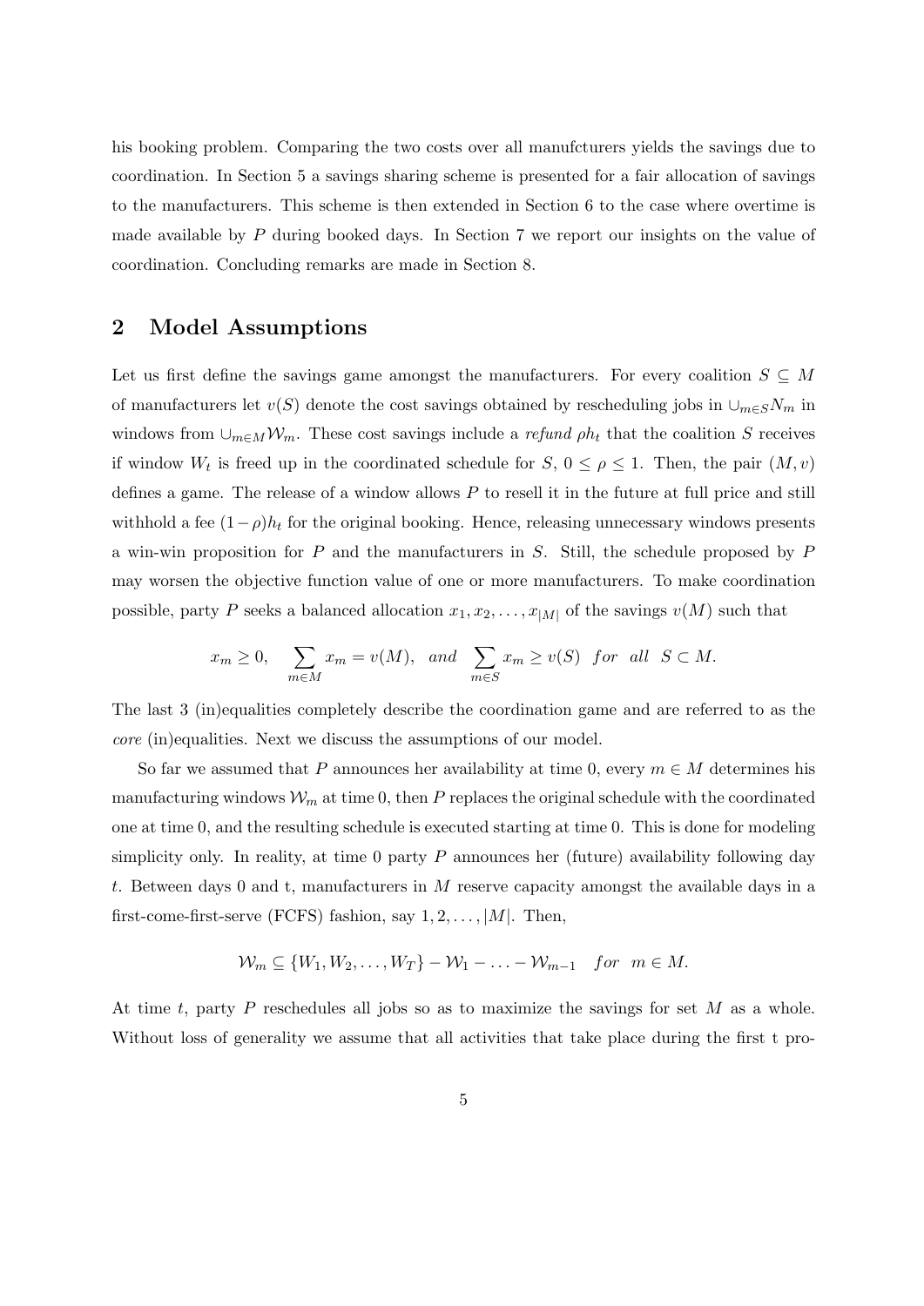his booking problem. Comparing the two costs over all manufcturers yields the savings due to coordination. In Section 5 a savings sharing scheme is presented for a fair allocation of savings to the manufacturers. This scheme is then extended in Section 6 to the case where overtime is made available by $P$ during booked days. In Section 7 we report our insights on the value of coordination. Concluding remarks are made in Section 8.

## 2 Model Assumptions

Let us first define the savings game amongst the manufacturers. For every coalition $S \subseteq M$ of manufacturers let $v(S)$ denote the cost savings obtained by rescheduling jobs in $\cup_{m \in S} N_m$ in windows from $\cup_{m \in M} \mathcal{W}_m$. These cost savings include a *refund* $\rho h_t$ that the coalition $S$ receives if window $W_t$ is freed up in the coordinated schedule for $S$, $0 \leq \rho \leq 1$. Then, the pair $(M, v)$ defines a game. The release of a window allows $P$ to resell it in the future at full price and still withhold a fee $(1-\rho)h_t$ for the original booking. Hence, releasing unnecessary windows presents a win-win proposition for $P$ and the manufacturers in $S$. Still, the schedule proposed by $P$ may worsen the objective function value of one or more manufacturers. To make coordination possible, party $P$ seeks a balanced allocation $x_1, x_2, \ldots, x_{|M|}$ of the savings $v(M)$ such that

$$x_m \geq 0, \quad \sum_{m \in M} x_m = v(M), \quad and \quad \sum_{m \in S} x_m \geq v(S) \quad for \quad all \quad S \subset M.$$

The last 3 (in)equalities completely describe the coordination game and are referred to as the *core* (in)equalities. Next we discuss the assumptions of our model.

So far we assumed that $P$ announces her availability at time 0, every $m \in M$ determines his manufacturing windows $\mathcal{W}_m$ at time 0, then $P$ replaces the original schedule with the coordinated one at time 0, and the resulting schedule is executed starting at time 0. This is done for modeling simplicity only. In reality, at time 0 party $P$ announces her (future) availability following day $t$. Between days 0 and t, manufacturers in $M$ reserve capacity amongst the available days in a first-come-first-serve (FCFS) fashion, say $1, 2, \ldots, |M|$. Then,

$$\mathcal{W}_m \subseteq \{W_1, W_2, \ldots, W_T\} - \mathcal{W}_1 - \ldots - \mathcal{W}_{m-1} \quad for \quad m \in M.$$

At time $t$, party $P$ reschedules all jobs so as to maximize the savings for set $M$ as a whole. Without loss of generality we assume that all activities that take place during the first t pro-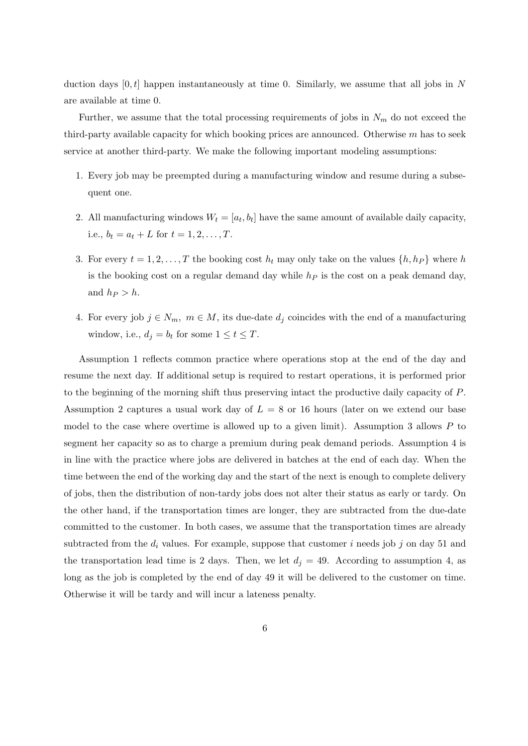duction days $[0, t]$ happen instantaneously at time 0. Similarly, we assume that all jobs in $N$ are available at time 0.

Further, we assume that the total processing requirements of jobs in $N_m$ do not exceed the third-party available capacity for which booking prices are announced. Otherwise $m$ has to seek service at another third-party. We make the following important modeling assumptions:

1. Every job may be preempted during a manufacturing window and resume during a subsequent one.
2. All manufacturing windows $W_t = [a_t, b_t]$ have the same amount of available daily capacity, i.e., $b_t = a_t + L$ for $t = 1, 2, \ldots, T$.
3. For every $t = 1, 2, \ldots, T$ the booking cost $h_t$ may only take on the values $\{h, h_P\}$ where $h$ is the booking cost on a regular demand day while $h_P$ is the cost on a peak demand day, and $h_P > h$.
4. For every job $j \in N_m,\ m \in M$, its due-date $d_j$ coincides with the end of a manufacturing window, i.e., $d_j = b_t$ for some $1 \leq t \leq T$.

Assumption 1 reflects common practice where operations stop at the end of the day and resume the next day. If additional setup is required to restart operations, it is performed prior to the beginning of the morning shift thus preserving intact the productive daily capacity of $P$. Assumption 2 captures a usual work day of $L = 8$ or 16 hours (later on we extend our base model to the case where overtime is allowed up to a given limit). Assumption 3 allows $P$ to segment her capacity so as to charge a premium during peak demand periods. Assumption 4 is in line with the practice where jobs are delivered in batches at the end of each day. When the time between the end of the working day and the start of the next is enough to complete delivery of jobs, then the distribution of non-tardy jobs does not alter their status as early or tardy. On the other hand, if the transportation times are longer, they are subtracted from the due-date committed to the customer. In both cases, we assume that the transportation times are already subtracted from the $d_i$ values. For example, suppose that customer $i$ needs job $j$ on day 51 and the transportation lead time is 2 days. Then, we let $d_j = 49$. According to assumption 4, as long as the job is completed by the end of day 49 it will be delivered to the customer on time. Otherwise it will be tardy and will incur a lateness penalty.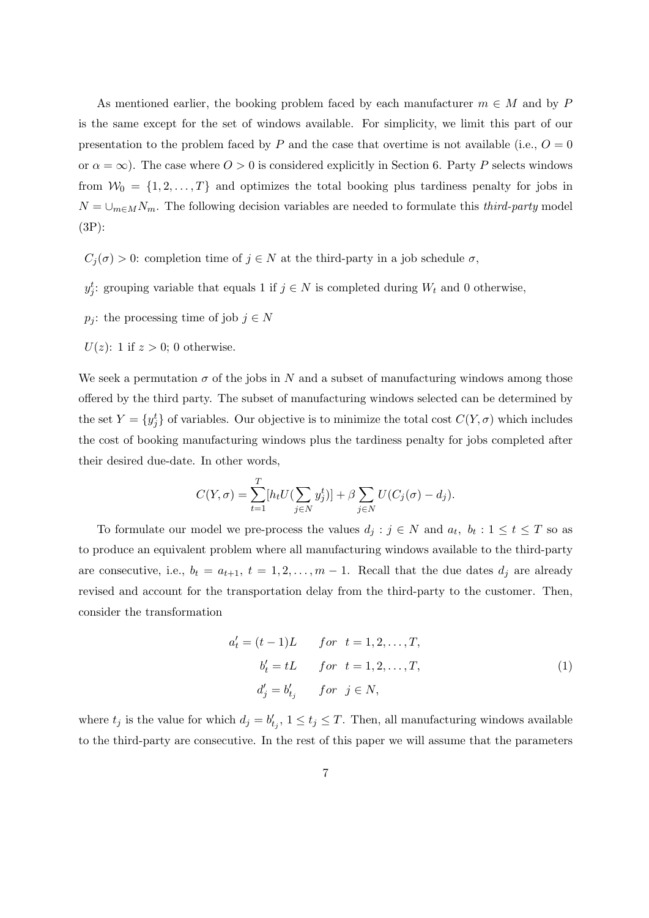As mentioned earlier, the booking problem faced by each manufacturer $m \in M$ and by $P$ is the same except for the set of windows available. For simplicity, we limit this part of our presentation to the problem faced by $P$ and the case that overtime is not available (i.e., $O = 0$ or $\alpha = \infty$). The case where $O > 0$ is considered explicitly in Section 6. Party $P$ selects windows from $\mathcal{W}_0 = \{1, 2, \ldots, T\}$ and optimizes the total booking plus tardiness penalty for jobs in $N = \cup_{m \in M} N_m$. The following decision variables are needed to formulate this *third-party* model (3P):

$C_j(\sigma) > 0$: completion time of $j \in N$ at the third-party in a job schedule $\sigma$,

$y_j^t$: grouping variable that equals 1 if $j \in N$ is completed during $W_t$ and 0 otherwise,

$p_j$: the processing time of job $j \in N$

$U(z)$: 1 if $z > 0$; 0 otherwise.

We seek a permutation $\sigma$ of the jobs in $N$ and a subset of manufacturing windows among those offered by the third party. The subset of manufacturing windows selected can be determined by the set $Y = \{y_j^t\}$ of variables. Our objective is to minimize the total cost $C(Y, \sigma)$ which includes the cost of booking manufacturing windows plus the tardiness penalty for jobs completed after their desired due-date. In other words,

$$C(Y, \sigma) = \sum_{t=1}^{T} [h_t U(\sum_{j \in N} y_j^t)] + \beta \sum_{j \in N} U(C_j(\sigma) - d_j).$$

To formulate our model we pre-process the values $d_j : j \in N$ and $a_t, \ b_t : 1 \leq t \leq T$ so as to produce an equivalent problem where all manufacturing windows available to the third-party are consecutive, i.e., $b_t = a_{t+1}, \ t = 1, 2, \ldots, m-1$. Recall that the due dates $d_j$ are already revised and account for the transportation delay from the third-party to the customer. Then, consider the transformation

$$\begin{aligned} a'_t &= (t-1)L \qquad for \ \ t = 1, 2, \ldots, T, \\ b'_t &= tL \qquad for \ \ t = 1, 2, \ldots, T, \\ d'_j &= b'_{t_j} \qquad for \ \ j \in N, \end{aligned} \tag{1}$$

where $t_j$ is the value for which $d_j = b'_{t_j}$, $1 \leq t_j \leq T$. Then, all manufacturing windows available to the third-party are consecutive. In the rest of this paper we will assume that the parameters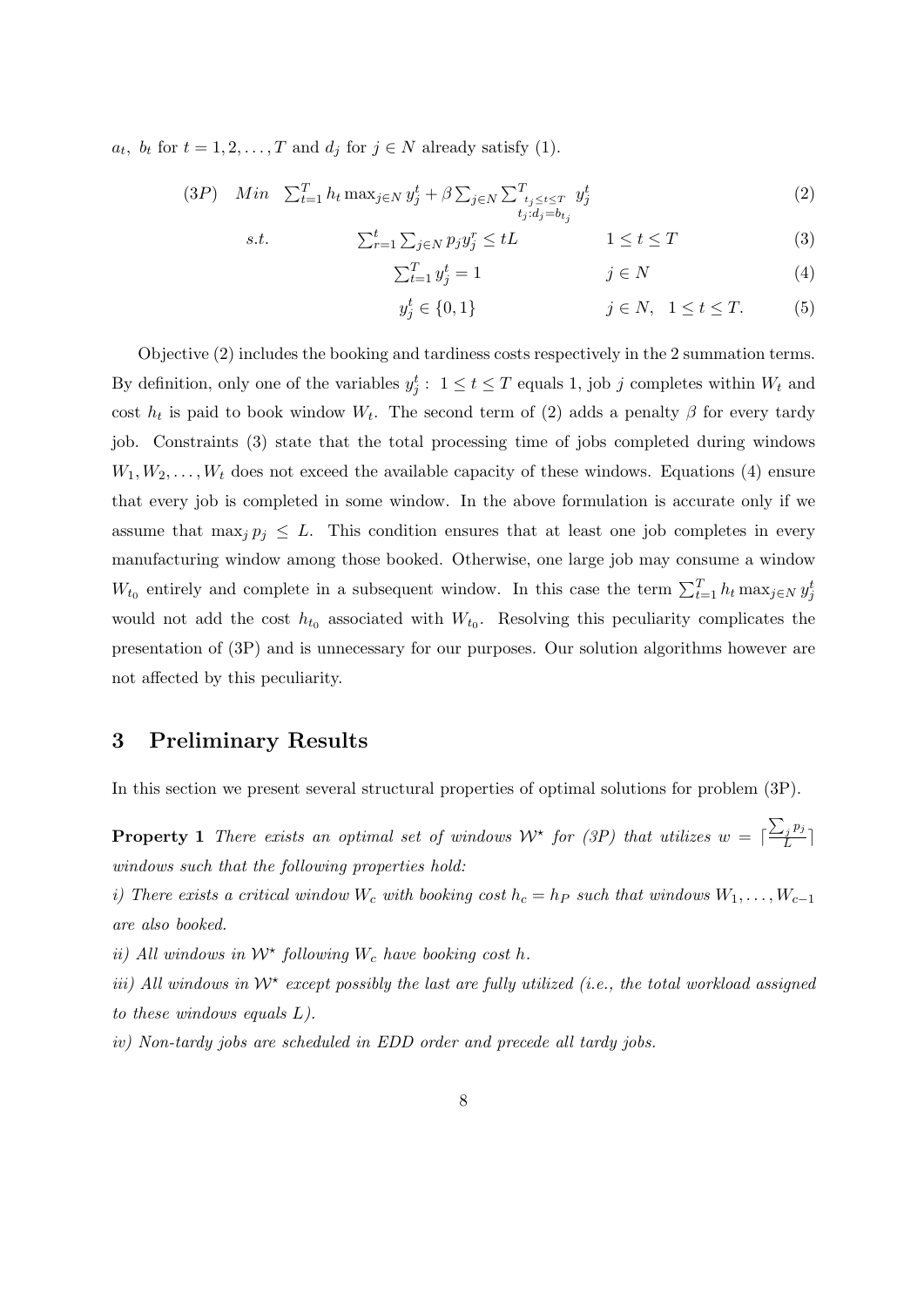$a_t$, $b_t$ for $t = 1, 2, \ldots, T$ and $d_j$ for $j \in N$ already satisfy (1).

$$(3P) \quad Min \quad \sum_{t=1}^{T} h_t \max_{j \in N} y_j^t + \beta \sum_{j \in N} \sum_{\substack{t_j \le t \le T \\ t_j : d_j = b_{t_j}}}^{T} y_j^t \tag{2}$$

$$s.t. \qquad \sum_{r=1}^{t} \sum_{j \in N} p_j y_j^r \le tL \qquad 1 \le t \le T \tag{3}$$

$$\sum_{t=1}^{T} y_j^t = 1 \qquad j \in N \tag{4}$$

$$y_j^t \in \{0, 1\} \qquad j \in N, \quad 1 \le t \le T. \tag{5}$$

Objective (2) includes the booking and tardiness costs respectively in the 2 summation terms. By definition, only one of the variables $y_j^t : 1 \le t \le T$ equals 1, job $j$ completes within $W_t$ and cost $h_t$ is paid to book window $W_t$. The second term of (2) adds a penalty $\beta$ for every tardy job. Constraints (3) state that the total processing time of jobs completed during windows $W_1, W_2, \ldots, W_t$ does not exceed the available capacity of these windows. Equations (4) ensure that every job is completed in some window. In the above formulation is accurate only if we assume that $\max_j p_j \le L$. This condition ensures that at least one job completes in every manufacturing window among those booked. Otherwise, one large job may consume a window $W_{t_0}$ entirely and complete in a subsequent window. In this case the term $\sum_{t=1}^{T} h_t \max_{j \in N} y_j^t$ would not add the cost $h_{t_0}$ associated with $W_{t_0}$. Resolving this peculiarity complicates the presentation of (3P) and is unnecessary for our purposes. Our solution algorithms however are not affected by this peculiarity.

## 3 Preliminary Results

In this section we present several structural properties of optimal solutions for problem (3P).

**Property 1** *There exists an optimal set of windows $\mathcal{W}^\star$ for (3P) that utilizes $w = \lceil \frac{\sum_j p_j}{L} \rceil$ windows such that the following properties hold:*

*i) There exists a critical window $W_c$ with booking cost $h_c = h_P$ such that windows $W_1, \ldots, W_{c-1}$ are also booked.*

*ii) All windows in $\mathcal{W}^\star$ following $W_c$ have booking cost $h$.*

*iii) All windows in $\mathcal{W}^\star$ except possibly the last are fully utilized (i.e., the total workload assigned to these windows equals $L$).*

*iv) Non-tardy jobs are scheduled in EDD order and precede all tardy jobs.*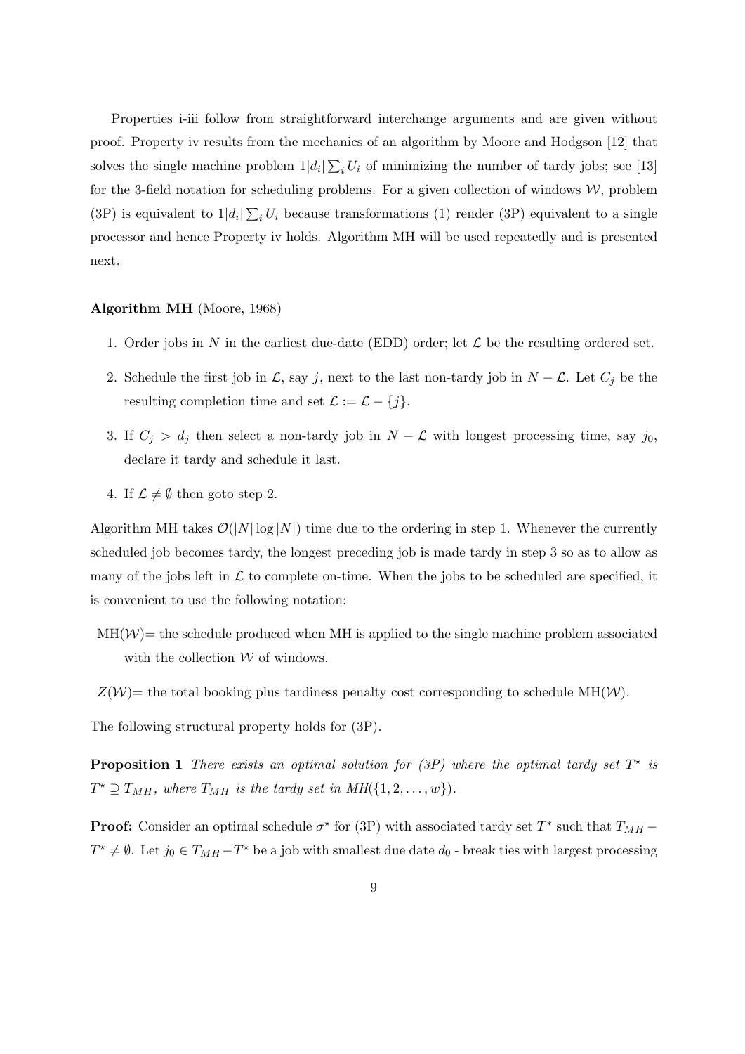Properties i-iii follow from straightforward interchange arguments and are given without proof. Property iv results from the mechanics of an algorithm by Moore and Hodgson [12] that solves the single machine problem $1|d_i|\sum_i U_i$ of minimizing the number of tardy jobs; see [13] for the 3-field notation for scheduling problems. For a given collection of windows $\mathcal{W}$, problem (3P) is equivalent to $1|d_i|\sum_i U_i$ because transformations (1) render (3P) equivalent to a single processor and hence Property iv holds. Algorithm MH will be used repeatedly and is presented next.

**Algorithm MH** (Moore, 1968)

1. Order jobs in $N$ in the earliest due-date (EDD) order; let $\mathcal{L}$ be the resulting ordered set.
2. Schedule the first job in $\mathcal{L}$, say $j$, next to the last non-tardy job in $N - \mathcal{L}$. Let $C_j$ be the resulting completion time and set $\mathcal{L} := \mathcal{L} - \{j\}$.
3. If $C_j > d_j$ then select a non-tardy job in $N - \mathcal{L}$ with longest processing time, say $j_0$, declare it tardy and schedule it last.
4. If $\mathcal{L} \neq \emptyset$ then goto step 2.

Algorithm MH takes $\mathcal{O}(|N| \log |N|)$ time due to the ordering in step 1. Whenever the currently scheduled job becomes tardy, the longest preceding job is made tardy in step 3 so as to allow as many of the jobs left in $\mathcal{L}$ to complete on-time. When the jobs to be scheduled are specified, it is convenient to use the following notation:

MH($\mathcal{W}$)= the schedule produced when MH is applied to the single machine problem associated with the collection $\mathcal{W}$ of windows.

$Z(\mathcal{W})$= the total booking plus tardiness penalty cost corresponding to schedule MH($\mathcal{W}$).

The following structural property holds for (3P).

**Proposition 1** *There exists an optimal solution for (3P) where the optimal tardy set $T^\star$ is $T^\star \supseteq T_{MH}$, where $T_{MH}$ is the tardy set in MH($\{1, 2, \ldots, w\}$).*

**Proof:** Consider an optimal schedule $\sigma^\star$ for (3P) with associated tardy set $T^*$ such that $T_{MH} - T^\star \neq \emptyset$. Let $j_0 \in T_{MH} - T^\star$ be a job with smallest due date $d_0$ - break ties with largest processing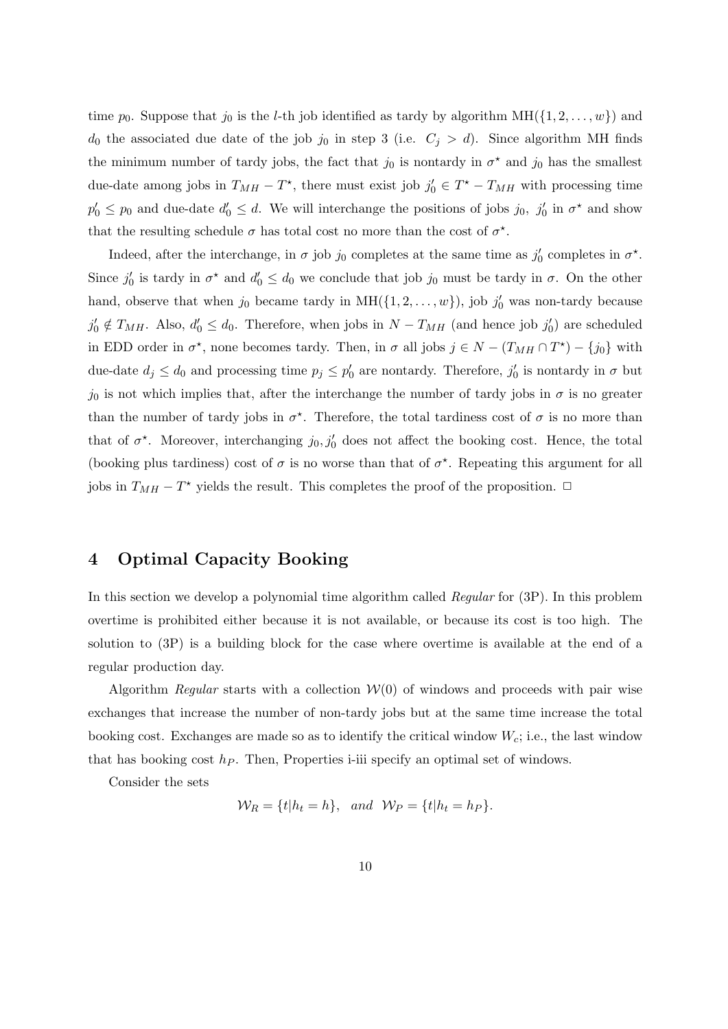time $p_0$. Suppose that $j_0$ is the $l$-th job identified as tardy by algorithm MH($\{1, 2, \ldots, w\}$) and $d_0$ the associated due date of the job $j_0$ in step 3 (i.e. $C_j > d$). Since algorithm MH finds the minimum number of tardy jobs, the fact that $j_0$ is nontardy in $\sigma^\star$ and $j_0$ has the smallest due-date among jobs in $T_{MH} - T^\star$, there must exist job $j_0' \in T^\star - T_{MH}$ with processing time $p_0' \leq p_0$ and due-date $d_0' \leq d$. We will interchange the positions of jobs $j_0$, $j_0'$ in $\sigma^\star$ and show that the resulting schedule $\sigma$ has total cost no more than the cost of $\sigma^\star$.

Indeed, after the interchange, in $\sigma$ job $j_0$ completes at the same time as $j_0'$ completes in $\sigma^\star$. Since $j_0'$ is tardy in $\sigma^\star$ and $d_0' \leq d_0$ we conclude that job $j_0$ must be tardy in $\sigma$. On the other hand, observe that when $j_0$ became tardy in MH($\{1, 2, \ldots, w\}$), job $j_0'$ was non-tardy because $j_0' \notin T_{MH}$. Also, $d_0' \leq d_0$. Therefore, when jobs in $N - T_{MH}$ (and hence job $j_0'$) are scheduled in EDD order in $\sigma^\star$, none becomes tardy. Then, in $\sigma$ all jobs $j \in N - (T_{MH} \cap T^\star) - \{j_0\}$ with due-date $d_j \leq d_0$ and processing time $p_j \leq p_0'$ are nontardy. Therefore, $j_0'$ is nontardy in $\sigma$ but $j_0$ is not which implies that, after the interchange the number of tardy jobs in $\sigma$ is no greater than the number of tardy jobs in $\sigma^\star$. Therefore, the total tardiness cost of $\sigma$ is no more than that of $\sigma^\star$. Moreover, interchanging $j_0, j_0'$ does not affect the booking cost. Hence, the total (booking plus tardiness) cost of $\sigma$ is no worse than that of $\sigma^\star$. Repeating this argument for all jobs in $T_{MH} - T^\star$ yields the result. This completes the proof of the proposition. $\square$

## 4 Optimal Capacity Booking

In this section we develop a polynomial time algorithm called *Regular* for (3P). In this problem overtime is prohibited either because it is not available, or because its cost is too high. The solution to (3P) is a building block for the case where overtime is available at the end of a regular production day.

Algorithm *Regular* starts with a collection $\mathcal{W}(0)$ of windows and proceeds with pair wise exchanges that increase the number of non-tardy jobs but at the same time increase the total booking cost. Exchanges are made so as to identify the critical window $W_c$; i.e., the last window that has booking cost $h_P$. Then, Properties i-iii specify an optimal set of windows.

Consider the sets

$$\mathcal{W}_R = \{t | h_t = h\}, \quad \textit{and} \quad \mathcal{W}_P = \{t | h_t = h_P\}.$$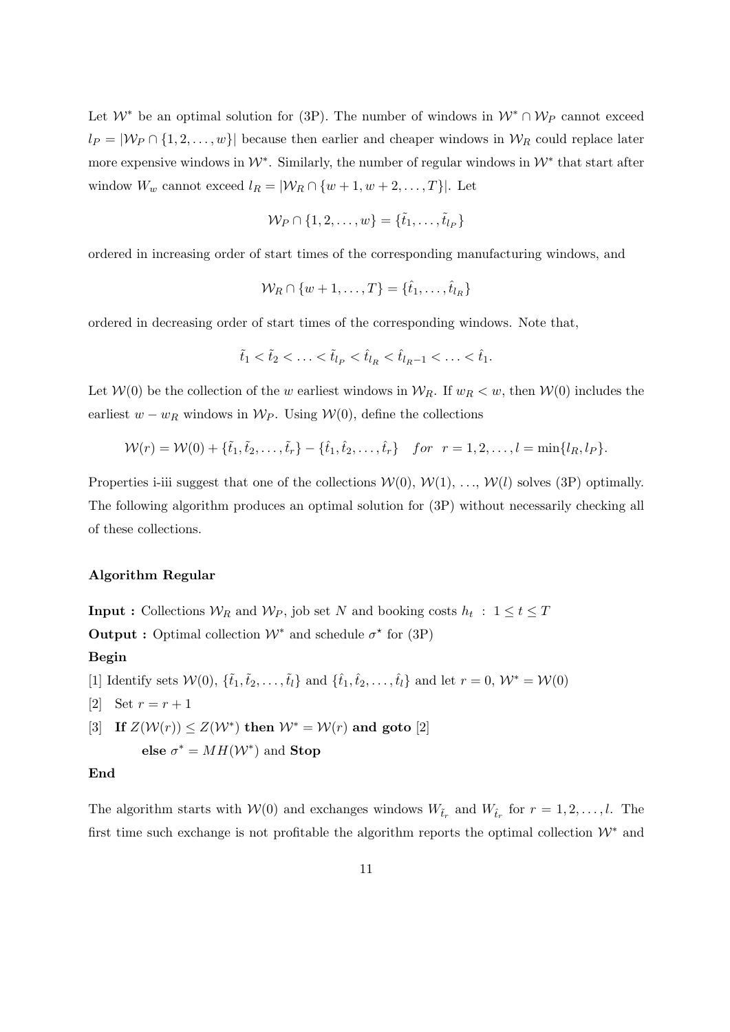Let $\mathcal{W}^*$ be an optimal solution for (3P). The number of windows in $\mathcal{W}^* \cap \mathcal{W}_P$ cannot exceed $l_P = |\mathcal{W}_P \cap \{1, 2, \ldots, w\}|$ because then earlier and cheaper windows in $\mathcal{W}_R$ could replace later more expensive windows in $\mathcal{W}^*$. Similarly, the number of regular windows in $\mathcal{W}^*$ that start after window $W_w$ cannot exceed $l_R = |\mathcal{W}_R \cap \{w+1, w+2, \ldots, T\}|$. Let

$$\mathcal{W}_P \cap \{1, 2, \ldots, w\} = \{\tilde{t}_1, \ldots, \tilde{t}_{l_P}\}$$

ordered in increasing order of start times of the corresponding manufacturing windows, and

$$\mathcal{W}_R \cap \{w+1, \ldots, T\} = \{\hat{t}_1, \ldots, \hat{t}_{l_R}\}$$

ordered in decreasing order of start times of the corresponding windows. Note that,

$$\tilde{t}_1 < \tilde{t}_2 < \ldots < \tilde{t}_{l_P} < \hat{t}_{l_R} < \hat{t}_{l_R - 1} < \ldots < \hat{t}_1.$$

Let $\mathcal{W}(0)$ be the collection of the $w$ earliest windows in $\mathcal{W}_R$. If $w_R < w$, then $\mathcal{W}(0)$ includes the earliest $w - w_R$ windows in $\mathcal{W}_P$. Using $\mathcal{W}(0)$, define the collections

$$\mathcal{W}(r) = \mathcal{W}(0) + \{\tilde{t}_1, \tilde{t}_2, \ldots, \tilde{t}_r\} - \{\hat{t}_1, \hat{t}_2, \ldots, \hat{t}_r\} \quad for \quad r = 1, 2, \ldots, l = \min\{l_R, l_P\}.$$

Properties i-iii suggest that one of the collections $\mathcal{W}(0)$, $\mathcal{W}(1)$, ..., $\mathcal{W}(l)$ solves (3P) optimally. The following algorithm produces an optimal solution for (3P) without necessarily checking all of these collections.

**Algorithm Regular**

**Input :** Collections $\mathcal{W}_R$ and $\mathcal{W}_P$, job set $N$ and booking costs $h_t \ : \ 1 \leq t \leq T$

**Output :** Optimal collection $\mathcal{W}^*$ and schedule $\sigma^\star$ for (3P)

**Begin**

[1] Identify sets $\mathcal{W}(0)$, $\{\tilde{t}_1, \tilde{t}_2, \ldots, \tilde{t}_l\}$ and $\{\hat{t}_1, \hat{t}_2, \ldots, \hat{t}_l\}$ and let $r = 0$, $\mathcal{W}^* = \mathcal{W}(0)$

[2] Set $r = r + 1$

[3] **If** $Z(\mathcal{W}(r)) \leq Z(\mathcal{W}^*)$ **then** $\mathcal{W}^* = \mathcal{W}(r)$ **and goto** [2]

  **else** $\sigma^* = MH(\mathcal{W}^*)$ and **Stop**

**End**

The algorithm starts with $\mathcal{W}(0)$ and exchanges windows $W_{\tilde{t}_r}$ and $W_{\hat{t}_r}$ for $r = 1, 2, \ldots, l$. The first time such exchange is not profitable the algorithm reports the optimal collection $\mathcal{W}^*$ and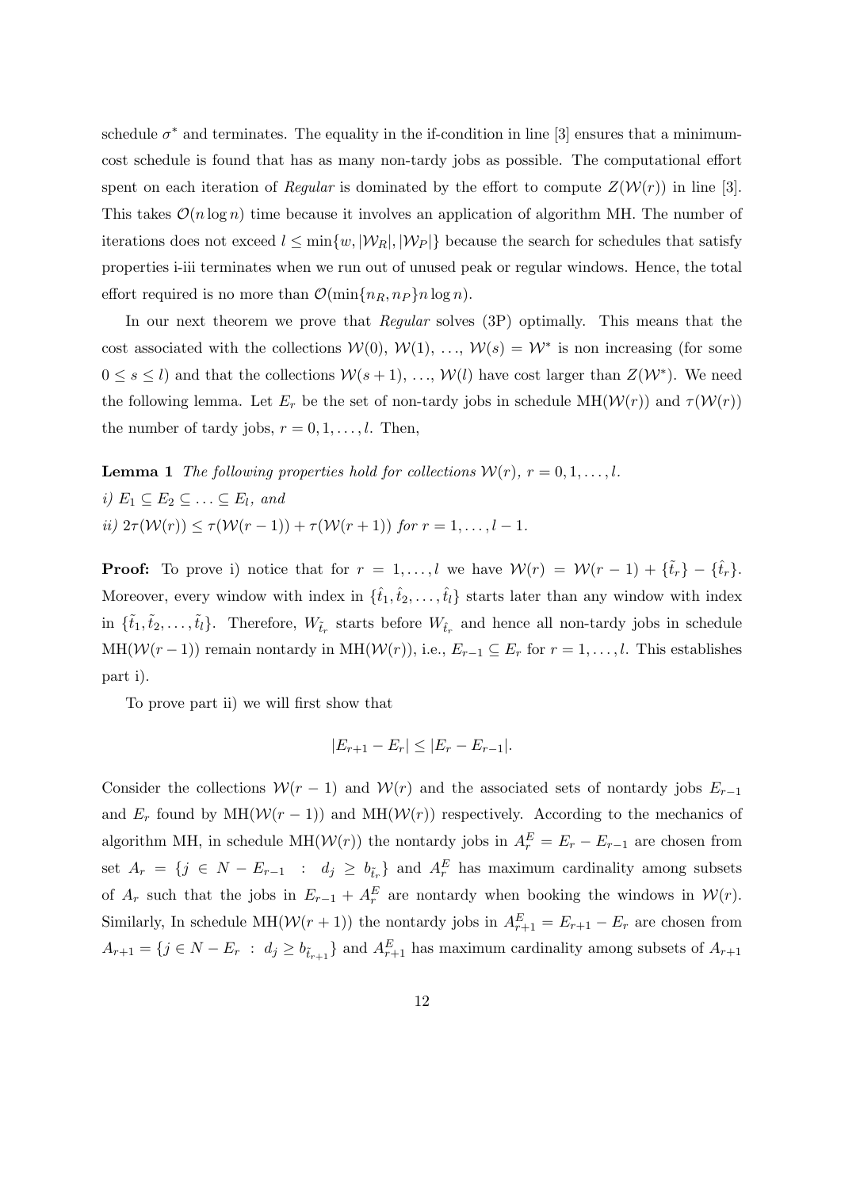schedule $\sigma^*$ and terminates. The equality in the if-condition in line [3] ensures that a minimum-cost schedule is found that has as many non-tardy jobs as possible. The computational effort spent on each iteration of *Regular* is dominated by the effort to compute $Z(\mathcal{W}(r))$ in line [3]. This takes $\mathcal{O}(n \log n)$ time because it involves an application of algorithm MH. The number of iterations does not exceed $l \leq \min\{w, |\mathcal{W}_R|, |\mathcal{W}_P|\}$ because the search for schedules that satisfy properties i-iii terminates when we run out of unused peak or regular windows. Hence, the total effort required is no more than $\mathcal{O}(\min\{n_R, n_P\} n \log n)$.

In our next theorem we prove that *Regular* solves (3P) optimally. This means that the cost associated with the collections $\mathcal{W}(0)$, $\mathcal{W}(1)$, $\ldots$, $\mathcal{W}(s) = \mathcal{W}^*$ is non increasing (for some $0 \leq s \leq l$) and that the collections $\mathcal{W}(s+1)$, $\ldots$, $\mathcal{W}(l)$ have cost larger than $Z(\mathcal{W}^*)$. We need the following lemma. Let $E_r$ be the set of non-tardy jobs in schedule MH$(\mathcal{W}(r))$ and $\tau(\mathcal{W}(r))$ the number of tardy jobs, $r = 0, 1, \ldots, l$. Then,

**Lemma 1** *The following properties hold for collections $\mathcal{W}(r)$, $r = 0, 1, \ldots, l$.*
*i) $E_1 \subseteq E_2 \subseteq \ldots \subseteq E_l$, and*
*ii) $2\tau(\mathcal{W}(r)) \leq \tau(\mathcal{W}(r-1)) + \tau(\mathcal{W}(r+1))$ for $r = 1, \ldots, l-1$.*

**Proof:** To prove i) notice that for $r = 1, \ldots, l$ we have $\mathcal{W}(r) = \mathcal{W}(r-1) + \{\tilde{t}_r\} - \{\hat{t}_r\}$. Moreover, every window with index in $\{\hat{t}_1, \hat{t}_2, \ldots, \hat{t}_l\}$ starts later than any window with index in $\{\tilde{t}_1, \tilde{t}_2, \ldots, \tilde{t}_l\}$. Therefore, $W_{\tilde{t}_r}$ starts before $W_{\hat{t}_r}$ and hence all non-tardy jobs in schedule MH$(\mathcal{W}(r-1))$ remain nontardy in MH$(\mathcal{W}(r))$, i.e., $E_{r-1} \subseteq E_r$ for $r = 1, \ldots, l$. This establishes part i).

To prove part ii) we will first show that

$$|E_{r+1} - E_r| \leq |E_r - E_{r-1}|.$$

Consider the collections $\mathcal{W}(r-1)$ and $\mathcal{W}(r)$ and the associated sets of nontardy jobs $E_{r-1}$ and $E_r$ found by MH$(\mathcal{W}(r-1))$ and MH$(\mathcal{W}(r))$ respectively. According to the mechanics of algorithm MH, in schedule MH$(\mathcal{W}(r))$ the nontardy jobs in $A_r^E = E_r - E_{r-1}$ are chosen from set $A_r = \{j \in N - E_{r-1} \ : \ d_j \geq b_{\tilde{t}_r}\}$ and $A_r^E$ has maximum cardinality among subsets of $A_r$ such that the jobs in $E_{r-1} + A_r^E$ are nontardy when booking the windows in $\mathcal{W}(r)$. Similarly, In schedule MH$(\mathcal{W}(r+1))$ the nontardy jobs in $A_{r+1}^E = E_{r+1} - E_r$ are chosen from $A_{r+1} = \{j \in N - E_r \ : \ d_j \geq b_{\tilde{t}_{r+1}}\}$ and $A_{r+1}^E$ has maximum cardinality among subsets of $A_{r+1}$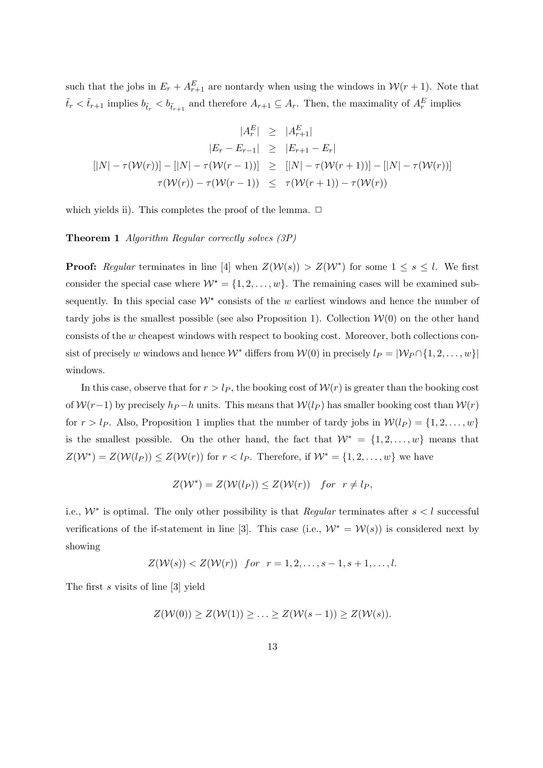such that the jobs in $E_r + A^E_{r+1}$ are nontardy when using the windows in $\mathcal{W}(r+1)$. Note that $\tilde{t}_r < \tilde{t}_{r+1}$ implies $b_{\tilde{t}_r} < b_{\tilde{t}_{r+1}}$ and therefore $A_{r+1} \subseteq A_r$. Then, the maximality of $A^E_r$ implies

$$\begin{aligned}
|A^E_r| &\geq |A^E_{r+1}| \\
|E_r - E_{r-1}| &\geq |E_{r+1} - E_r| \\
[|N| - \tau(\mathcal{W}(r))] - [|N| - \tau(\mathcal{W}(r-1))] &\geq [|N| - \tau(\mathcal{W}(r+1))] - [|N| - \tau(\mathcal{W}(r))] \\
\tau(\mathcal{W}(r)) - \tau(\mathcal{W}(r-1)) &\leq \tau(\mathcal{W}(r+1)) - \tau(\mathcal{W}(r))
\end{aligned}$$

which yields ii). This completes the proof of the lemma. $\Box$

**Theorem 1** *Algorithm Regular correctly solves (3P)*

**Proof:** *Regular* terminates in line [4] when $Z(\mathcal{W}(s)) > Z(\mathcal{W}^*)$ for some $1 \leq s \leq l$. We first consider the special case where $\mathcal{W}^\star = \{1, 2, \ldots, w\}$. The remaining cases will be examined subsequently. In this special case $\mathcal{W}^\star$ consists of the $w$ earliest windows and hence the number of tardy jobs is the smallest possible (see also Proposition 1). Collection $\mathcal{W}(0)$ on the other hand consists of the $w$ cheapest windows with respect to booking cost. Moreover, both collections consist of precisely $w$ windows and hence $\mathcal{W}^*$ differs from $\mathcal{W}(0)$ in precisely $l_P = |\mathcal{W}_P \cap \{1, 2, \ldots, w\}|$ windows.

In this case, observe that for $r > l_P$, the booking cost of $\mathcal{W}(r)$ is greater than the booking cost of $\mathcal{W}(r-1)$ by precisely $h_P - h$ units. This means that $\mathcal{W}(l_P)$ has smaller booking cost than $\mathcal{W}(r)$ for $r > l_P$. Also, Proposition 1 implies that the number of tardy jobs in $\mathcal{W}(l_P) = \{1, 2, \ldots, w\}$ is the smallest possible. On the other hand, the fact that $\mathcal{W}^* = \{1, 2, \ldots, w\}$ means that $Z(\mathcal{W}^*) = Z(\mathcal{W}(l_P)) \leq Z(\mathcal{W}(r))$ for $r < l_P$. Therefore, if $\mathcal{W}^* = \{1, 2, \ldots, w\}$ we have

$$Z(\mathcal{W}^*) = Z(\mathcal{W}(l_P)) \leq Z(\mathcal{W}(r)) \quad for \quad r \neq l_P,$$

i.e., $\mathcal{W}^*$ is optimal. The only other possibility is that *Regular* terminates after $s < l$ successful verifications of the if-statement in line [3]. This case (i.e., $\mathcal{W}^* = \mathcal{W}(s)$) is considered next by showing

$$Z(\mathcal{W}(s)) < Z(\mathcal{W}(r)) \quad for \quad r = 1, 2, \ldots, s-1, s+1, \ldots, l.$$

The first $s$ visits of line [3] yield

$$Z(\mathcal{W}(0)) \geq Z(\mathcal{W}(1)) \geq \ldots \geq Z(\mathcal{W}(s-1)) \geq Z(\mathcal{W}(s)).$$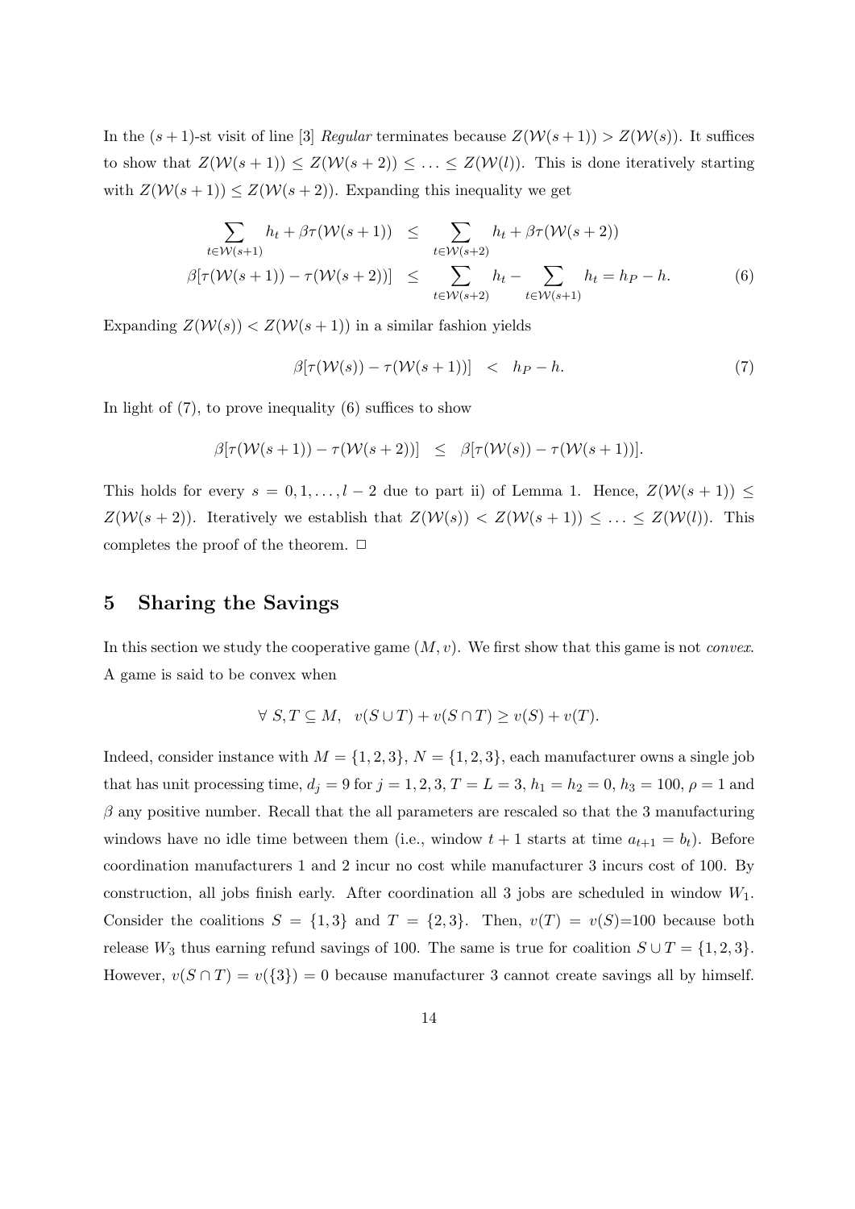In the $(s+1)$-st visit of line [3] *Regular* terminates because $Z(\mathcal{W}(s+1)) > Z(\mathcal{W}(s))$. It suffices to show that $Z(\mathcal{W}(s+1)) \leq Z(\mathcal{W}(s+2)) \leq \ldots \leq Z(\mathcal{W}(l))$. This is done iteratively starting with $Z(\mathcal{W}(s+1)) \leq Z(\mathcal{W}(s+2))$. Expanding this inequality we get

$$
\begin{aligned}
\sum_{t \in \mathcal{W}(s+1)} h_t + \beta\tau(\mathcal{W}(s+1)) &\leq \sum_{t \in \mathcal{W}(s+2)} h_t + \beta\tau(\mathcal{W}(s+2)) \\
\beta[\tau(\mathcal{W}(s+1)) - \tau(\mathcal{W}(s+2))] &\leq \sum_{t \in \mathcal{W}(s+2)} h_t - \sum_{t \in \mathcal{W}(s+1)} h_t = h_P - h. \qquad (6)
\end{aligned}
$$

Expanding $Z(\mathcal{W}(s)) < Z(\mathcal{W}(s+1))$ in a similar fashion yields

$$
\beta[\tau(\mathcal{W}(s)) - \tau(\mathcal{W}(s+1))] \quad < \quad h_P - h. \qquad (7)
$$

In light of (7), to prove inequality (6) suffices to show

$$
\beta[\tau(\mathcal{W}(s+1)) - \tau(\mathcal{W}(s+2))] \quad \leq \quad \beta[\tau(\mathcal{W}(s)) - \tau(\mathcal{W}(s+1))].
$$

This holds for every $s = 0, 1, \ldots, l-2$ due to part ii) of Lemma 1. Hence, $Z(\mathcal{W}(s+1)) \leq Z(\mathcal{W}(s+2))$. Iteratively we establish that $Z(\mathcal{W}(s)) < Z(\mathcal{W}(s+1)) \leq \ldots \leq Z(\mathcal{W}(l))$. This completes the proof of the theorem. $\square$

## 5 Sharing the Savings

In this section we study the cooperative game $(M, v)$. We first show that this game is not *convex*. A game is said to be convex when

$$
\forall\ S, T \subseteq M, \quad v(S \cup T) + v(S \cap T) \geq v(S) + v(T).
$$

Indeed, consider instance with $M = \{1, 2, 3\}$, $N = \{1, 2, 3\}$, each manufacturer owns a single job that has unit processing time, $d_j = 9$ for $j = 1, 2, 3$, $T = L = 3$, $h_1 = h_2 = 0$, $h_3 = 100$, $\rho = 1$ and $\beta$ any positive number. Recall that the all parameters are rescaled so that the 3 manufacturing windows have no idle time between them (i.e., window $t+1$ starts at time $a_{t+1} = b_t$). Before coordination manufacturers 1 and 2 incur no cost while manufacturer 3 incurs cost of 100. By construction, all jobs finish early. After coordination all 3 jobs are scheduled in window $W_1$. Consider the coalitions $S = \{1, 3\}$ and $T = \{2, 3\}$. Then, $v(T) = v(S)$=100 because both release $W_3$ thus earning refund savings of 100. The same is true for coalition $S \cup T = \{1, 2, 3\}$. However, $v(S \cap T) = v(\{3\}) = 0$ because manufacturer 3 cannot create savings all by himself.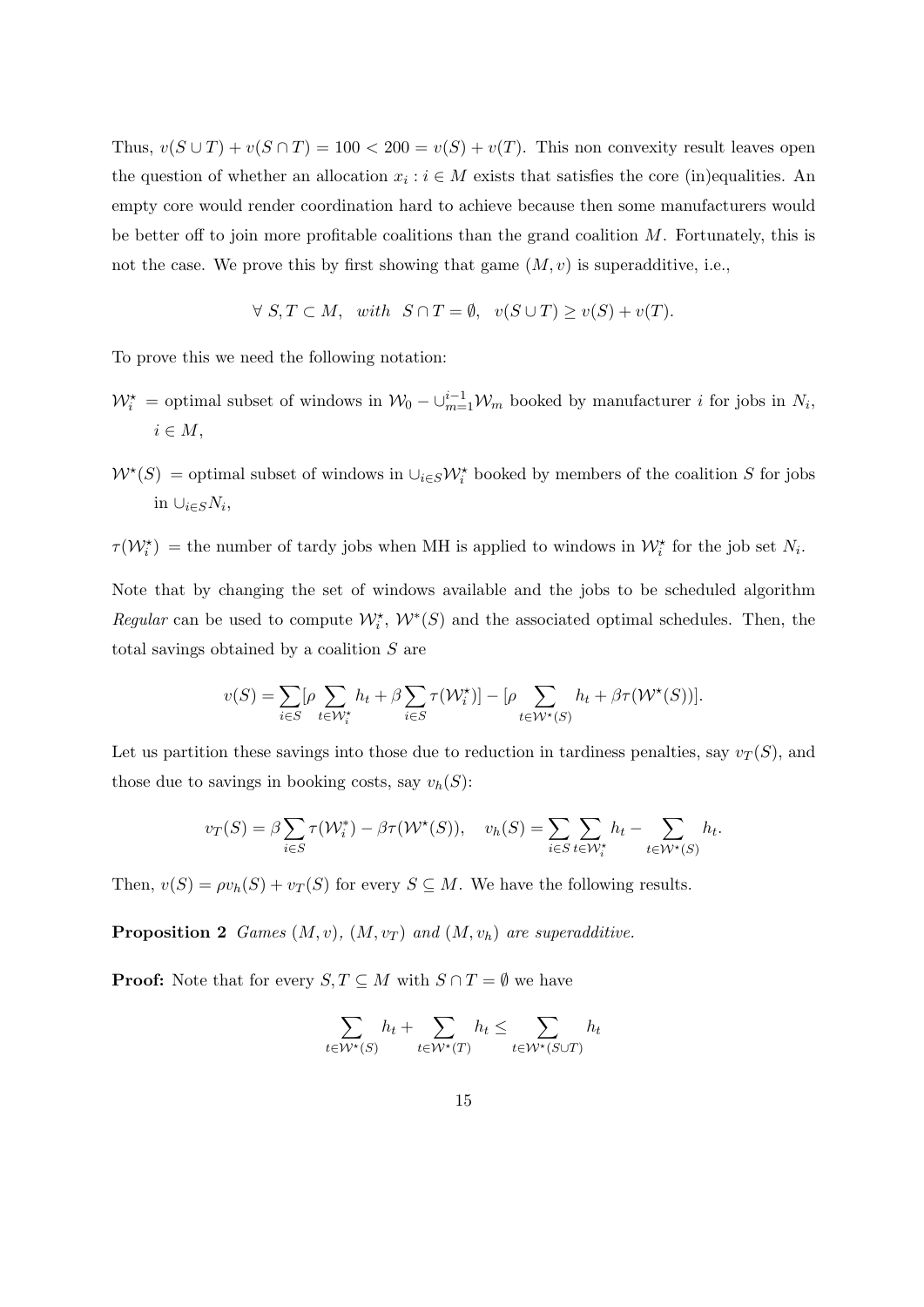Thus, $v(S \cup T) + v(S \cap T) = 100 < 200 = v(S) + v(T)$. This non convexity result leaves open the question of whether an allocation $x_i : i \in M$ exists that satisfies the core (in)equalities. An empty core would render coordination hard to achieve because then some manufacturers would be better off to join more profitable coalitions than the grand coalition $M$. Fortunately, this is not the case. We prove this by first showing that game $(M, v)$ is superadditive, i.e.,

$$\forall \; S, T \subset M, \quad with \quad S \cap T = \emptyset, \quad v(S \cup T) \geq v(S) + v(T).$$

To prove this we need the following notation:

$\mathcal{W}_i^\star$ = optimal subset of windows in $\mathcal{W}_0 - \cup_{m=1}^{i-1} \mathcal{W}_m$ booked by manufacturer $i$ for jobs in $N_i$, $i \in M$,

$\mathcal{W}^\star(S)$ = optimal subset of windows in $\cup_{i \in S} \mathcal{W}_i^\star$ booked by members of the coalition $S$ for jobs in $\cup_{i \in S} N_i$,

$\tau(\mathcal{W}_i^\star)$ = the number of tardy jobs when MH is applied to windows in $\mathcal{W}_i^\star$ for the job set $N_i$.

Note that by changing the set of windows available and the jobs to be scheduled algorithm *Regular* can be used to compute $\mathcal{W}_i^\star$, $\mathcal{W}^*(S)$ and the associated optimal schedules. Then, the total savings obtained by a coalition $S$ are

$$v(S) = \sum_{i \in S} [\rho \sum_{t \in \mathcal{W}_i^\star} h_t + \beta \sum_{i \in S} \tau(\mathcal{W}_i^\star)] - [\rho \sum_{t \in \mathcal{W}^\star(S)} h_t + \beta \tau(\mathcal{W}^\star(S))].$$

Let us partition these savings into those due to reduction in tardiness penalties, say $v_T(S)$, and those due to savings in booking costs, say $v_h(S)$:

$$v_T(S) = \beta \sum_{i \in S} \tau(\mathcal{W}_i^*) - \beta \tau(\mathcal{W}^\star(S)), \quad v_h(S) = \sum_{i \in S} \sum_{t \in \mathcal{W}_i^\star} h_t - \sum_{t \in \mathcal{W}^\star(S)} h_t.$$

Then, $v(S) = \rho v_h(S) + v_T(S)$ for every $S \subseteq M$. We have the following results.

**Proposition 2** *Games $(M, v)$, $(M, v_T)$ and $(M, v_h)$ are superadditive.*

**Proof:** Note that for every $S, T \subseteq M$ with $S \cap T = \emptyset$ we have

$$\sum_{t \in \mathcal{W}^\star(S)} h_t + \sum_{t \in \mathcal{W}^\star(T)} h_t \leq \sum_{t \in \mathcal{W}^\star(S \cup T)} h_t$$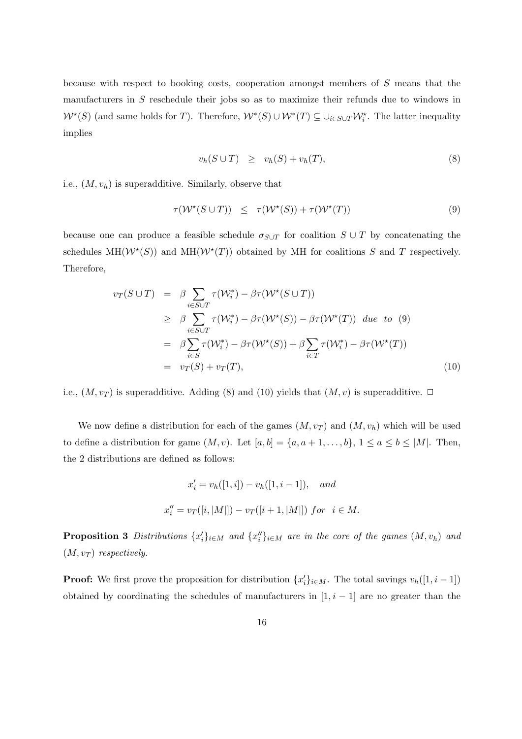because with respect to booking costs, cooperation amongst members of $S$ means that the manufacturers in $S$ reschedule their jobs so as to maximize their refunds due to windows in $\mathcal{W}^\star(S)$ (and same holds for $T$). Therefore, $\mathcal{W}^*(S) \cup \mathcal{W}^*(T) \subseteq \cup_{i\in S\cup T}\mathcal{W}_i^\star$. The latter inequality implies

$$v_h(S \cup T) \quad \geq \quad v_h(S) + v_h(T), \tag{8}$$

i.e., $(M, v_h)$ is superadditive. Similarly, observe that

$$\tau(\mathcal{W}^\star(S \cup T)) \quad \leq \quad \tau(\mathcal{W}^\star(S)) + \tau(\mathcal{W}^\star(T)) \tag{9}$$

because one can produce a feasible schedule $\sigma_{S\cup T}$ for coalition $S \cup T$ by concatenating the schedules $\mathrm{MH}(\mathcal{W}^\star(S))$ and $\mathrm{MH}(\mathcal{W}^\star(T))$ obtained by MH for coalitions $S$ and $T$ respectively. Therefore,

$$\begin{aligned}
v_T(S \cup T) &= \beta \sum_{i\in S\cup T} \tau(\mathcal{W}_i^*) - \beta\tau(\mathcal{W}^\star(S \cup T)) \\
&\geq \beta \sum_{i\in S\cup T} \tau(\mathcal{W}_i^*) - \beta\tau(\mathcal{W}^\star(S)) - \beta\tau(\mathcal{W}^\star(T)) \;\; due \;\; to \;\; (9) \\
&= \beta \sum_{i\in S} \tau(\mathcal{W}_i^*) - \beta\tau(\mathcal{W}^\star(S)) + \beta \sum_{i\in T} \tau(\mathcal{W}_i^*) - \beta\tau(\mathcal{W}^\star(T)) \\
&= v_T(S) + v_T(T),
\end{aligned} \tag{10}$$

i.e., $(M, v_T)$ is superadditive. Adding (8) and (10) yields that $(M, v)$ is superadditive. $\square$

We now define a distribution for each of the games $(M, v_T)$ and $(M, v_h)$ which will be used to define a distribution for game $(M, v)$. Let $[a, b] = \{a, a+1, \ldots, b\}$, $1 \leq a \leq b \leq |M|$. Then, the 2 distributions are defined as follows:

$$x_i' = v_h([1, i]) - v_h([1, i-1]), \quad and$$

$$x_i'' = v_T([i, |M|]) - v_T([i+1, |M|]) \; for \;\; i \in M.$$

**Proposition 3** *Distributions $\{x_i'\}_{i\in M}$ and $\{x_i''\}_{i\in M}$ are in the core of the games $(M, v_h)$ and $(M, v_T)$ respectively.*

**Proof:** We first prove the proposition for distribution $\{x_i'\}_{i\in M}$. The total savings $v_h([1, i-1])$ obtained by coordinating the schedules of manufacturers in $[1, i-1]$ are no greater than the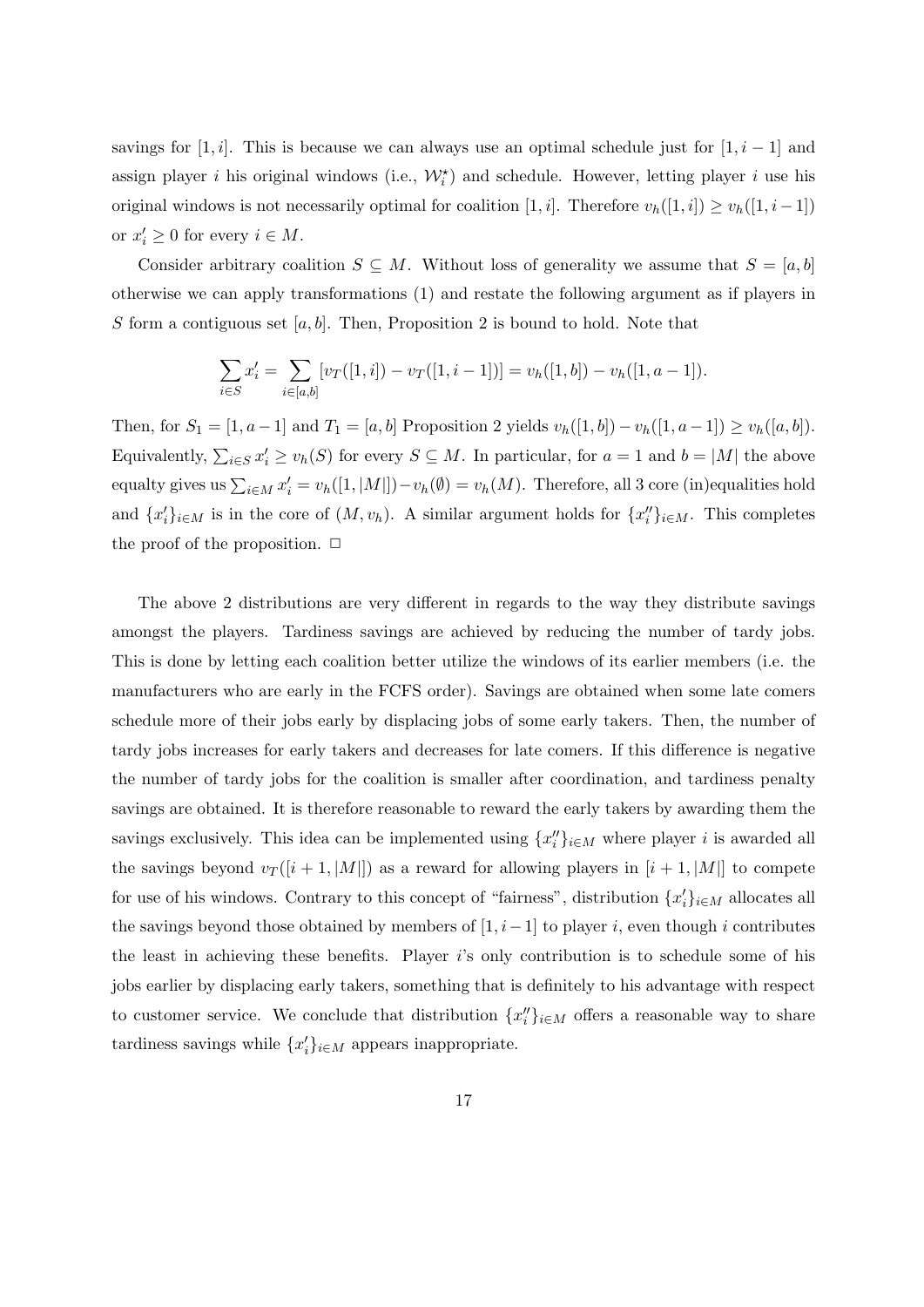savings for $[1, i]$. This is because we can always use an optimal schedule just for $[1, i-1]$ and assign player $i$ his original windows (i.e., $\mathcal{W}_i^\star$) and schedule. However, letting player $i$ use his original windows is not necessarily optimal for coalition $[1, i]$. Therefore $v_h([1, i]) \geq v_h([1, i-1])$ or $x'_i \geq 0$ for every $i \in M$.

Consider arbitrary coalition $S \subseteq M$. Without loss of generality we assume that $S = [a, b]$ otherwise we can apply transformations (1) and restate the following argument as if players in $S$ form a contiguous set $[a, b]$. Then, Proposition 2 is bound to hold. Note that

$$\sum_{i \in S} x'_i = \sum_{i \in [a,b]} [v_T([1, i]) - v_T([1, i-1])] = v_h([1, b]) - v_h([1, a-1]).$$

Then, for $S_1 = [1, a-1]$ and $T_1 = [a, b]$ Proposition 2 yields $v_h([1, b]) - v_h([1, a-1]) \geq v_h([a, b])$. Equivalently, $\sum_{i \in S} x'_i \geq v_h(S)$ for every $S \subseteq M$. In particular, for $a = 1$ and $b = |M|$ the above equalty gives us $\sum_{i \in M} x'_i = v_h([1, |M|]) - v_h(\emptyset) = v_h(M)$. Therefore, all 3 core (in)equalities hold and $\{x'_i\}_{i \in M}$ is in the core of $(M, v_h)$. A similar argument holds for $\{x''_i\}_{i \in M}$. This completes the proof of the proposition. $\Box$

The above 2 distributions are very different in regards to the way they distribute savings amongst the players. Tardiness savings are achieved by reducing the number of tardy jobs. This is done by letting each coalition better utilize the windows of its earlier members (i.e. the manufacturers who are early in the FCFS order). Savings are obtained when some late comers schedule more of their jobs early by displacing jobs of some early takers. Then, the number of tardy jobs increases for early takers and decreases for late comers. If this difference is negative the number of tardy jobs for the coalition is smaller after coordination, and tardiness penalty savings are obtained. It is therefore reasonable to reward the early takers by awarding them the savings exclusively. This idea can be implemented using $\{x''_i\}_{i \in M}$ where player $i$ is awarded all the savings beyond $v_T([i+1, |M|])$ as a reward for allowing players in $[i+1, |M|]$ to compete for use of his windows. Contrary to this concept of "fairness", distribution $\{x'_i\}_{i \in M}$ allocates all the savings beyond those obtained by members of $[1, i-1]$ to player $i$, even though $i$ contributes the least in achieving these benefits. Player $i$'s only contribution is to schedule some of his jobs earlier by displacing early takers, something that is definitely to his advantage with respect to customer service. We conclude that distribution $\{x''_i\}_{i \in M}$ offers a reasonable way to share tardiness savings while $\{x'_i\}_{i \in M}$ appears inappropriate.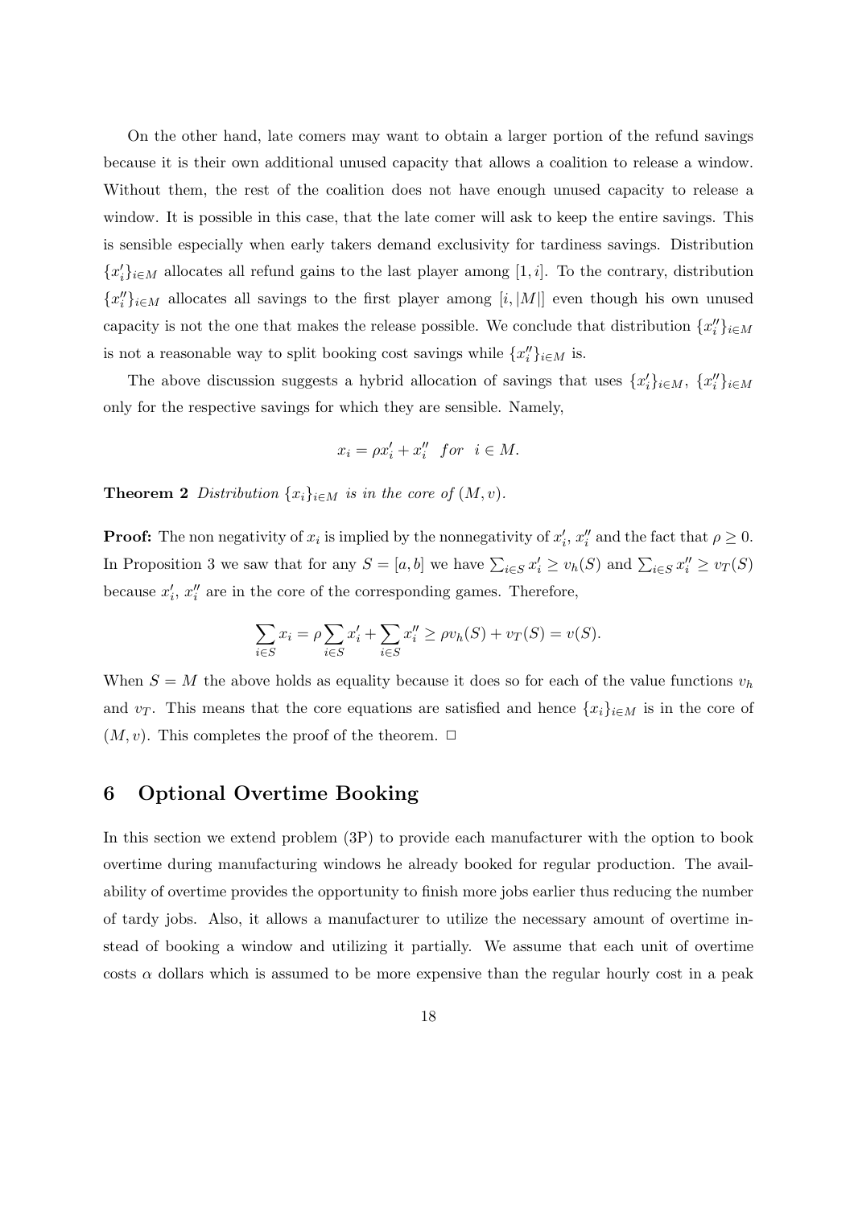On the other hand, late comers may want to obtain a larger portion of the refund savings because it is their own additional unused capacity that allows a coalition to release a window. Without them, the rest of the coalition does not have enough unused capacity to release a window. It is possible in this case, that the late comer will ask to keep the entire savings. This is sensible especially when early takers demand exclusivity for tardiness savings. Distribution $\{x_i'\}_{i\in M}$ allocates all refund gains to the last player among $[1,i]$. To the contrary, distribution $\{x_i''\}_{i\in M}$ allocates all savings to the first player among $[i,|M|]$ even though his own unused capacity is not the one that makes the release possible. We conclude that distribution $\{x_i''\}_{i\in M}$ is not a reasonable way to split booking cost savings while $\{x_i''\}_{i\in M}$ is.

The above discussion suggests a hybrid allocation of savings that uses $\{x_i'\}_{i\in M}$, $\{x_i''\}_{i\in M}$ only for the respective savings for which they are sensible. Namely,

$$x_i = \rho x_i' + x_i'' \quad for \quad i \in M.$$

**Theorem 2** *Distribution $\{x_i\}_{i\in M}$ is in the core of $(M, v)$.*

**Proof:** The non negativity of $x_i$ is implied by the nonnegativity of $x_i'$, $x_i''$ and the fact that $\rho \geq 0$. In Proposition 3 we saw that for any $S = [a, b]$ we have $\sum_{i\in S} x_i' \geq v_h(S)$ and $\sum_{i\in S} x_i'' \geq v_T(S)$ because $x_i'$, $x_i''$ are in the core of the corresponding games. Therefore,

$$\sum_{i\in S} x_i = \rho \sum_{i\in S} x_i' + \sum_{i\in S} x_i'' \geq \rho v_h(S) + v_T(S) = v(S).$$

When $S = M$ the above holds as equality because it does so for each of the value functions $v_h$ and $v_T$. This means that the core equations are satisfied and hence $\{x_i\}_{i\in M}$ is in the core of $(M, v)$. This completes the proof of the theorem. $\Box$

## 6 Optional Overtime Booking

In this section we extend problem (3P) to provide each manufacturer with the option to book overtime during manufacturing windows he already booked for regular production. The availability of overtime provides the opportunity to finish more jobs earlier thus reducing the number of tardy jobs. Also, it allows a manufacturer to utilize the necessary amount of overtime instead of booking a window and utilizing it partially. We assume that each unit of overtime costs $\alpha$ dollars which is assumed to be more expensive than the regular hourly cost in a peak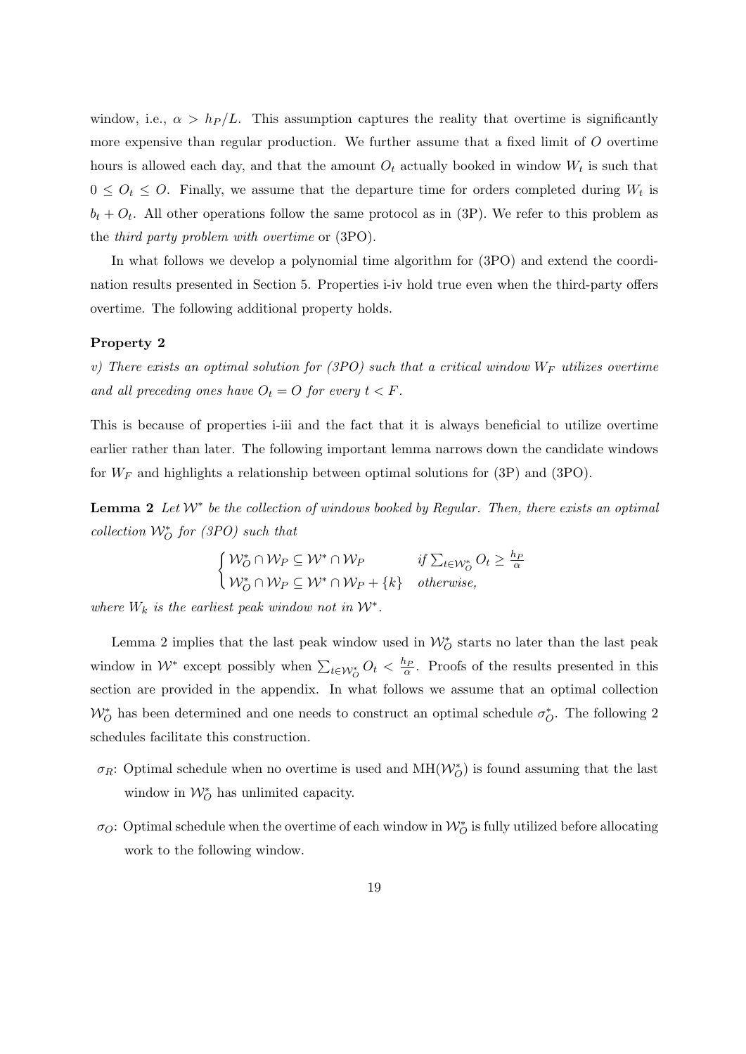window, i.e., $\alpha > h_P/L$. This assumption captures the reality that overtime is significantly more expensive than regular production. We further assume that a fixed limit of $O$ overtime hours is allowed each day, and that the amount $O_t$ actually booked in window $W_t$ is such that $0 \leq O_t \leq O$. Finally, we assume that the departure time for orders completed during $W_t$ is $b_t + O_t$. All other operations follow the same protocol as in (3P). We refer to this problem as the *third party problem with overtime* or (3PO).

In what follows we develop a polynomial time algorithm for (3PO) and extend the coordination results presented in Section 5. Properties i-iv hold true even when the third-party offers overtime. The following additional property holds.

**Property 2**

*v) There exists an optimal solution for (3PO) such that a critical window $W_F$ utilizes overtime and all preceding ones have $O_t = O$ for every $t < F$.*

This is because of properties i-iii and the fact that it is always beneficial to utilize overtime earlier rather than later. The following important lemma narrows down the candidate windows for $W_F$ and highlights a relationship between optimal solutions for (3P) and (3PO).

**Lemma 2** *Let $\mathcal{W}^*$ be the collection of windows booked by Regular. Then, there exists an optimal collection $\mathcal{W}_O^*$ for (3PO) such that*

$$\begin{cases} \mathcal{W}_O^* \cap \mathcal{W}_P \subseteq \mathcal{W}^* \cap \mathcal{W}_P & \text{if } \sum_{t \in \mathcal{W}_O^*} O_t \geq \frac{h_P}{\alpha} \\ \mathcal{W}_O^* \cap \mathcal{W}_P \subseteq \mathcal{W}^* \cap \mathcal{W}_P + \{k\} & \text{otherwise,} \end{cases}$$

*where $W_k$ is the earliest peak window not in $\mathcal{W}^*$.*

Lemma 2 implies that the last peak window used in $\mathcal{W}_O^*$ starts no later than the last peak window in $\mathcal{W}^*$ except possibly when $\sum_{t \in \mathcal{W}_O^*} O_t < \frac{h_P}{\alpha}$. Proofs of the results presented in this section are provided in the appendix. In what follows we assume that an optimal collection $\mathcal{W}_O^*$ has been determined and one needs to construct an optimal schedule $\sigma_O^*$. The following 2 schedules facilitate this construction.

- $\sigma_R$: Optimal schedule when no overtime is used and $\text{MH}(\mathcal{W}_O^*)$ is found assuming that the last window in $\mathcal{W}_O^*$ has unlimited capacity.
- $\sigma_O$: Optimal schedule when the overtime of each window in $\mathcal{W}_O^*$ is fully utilized before allocating work to the following window.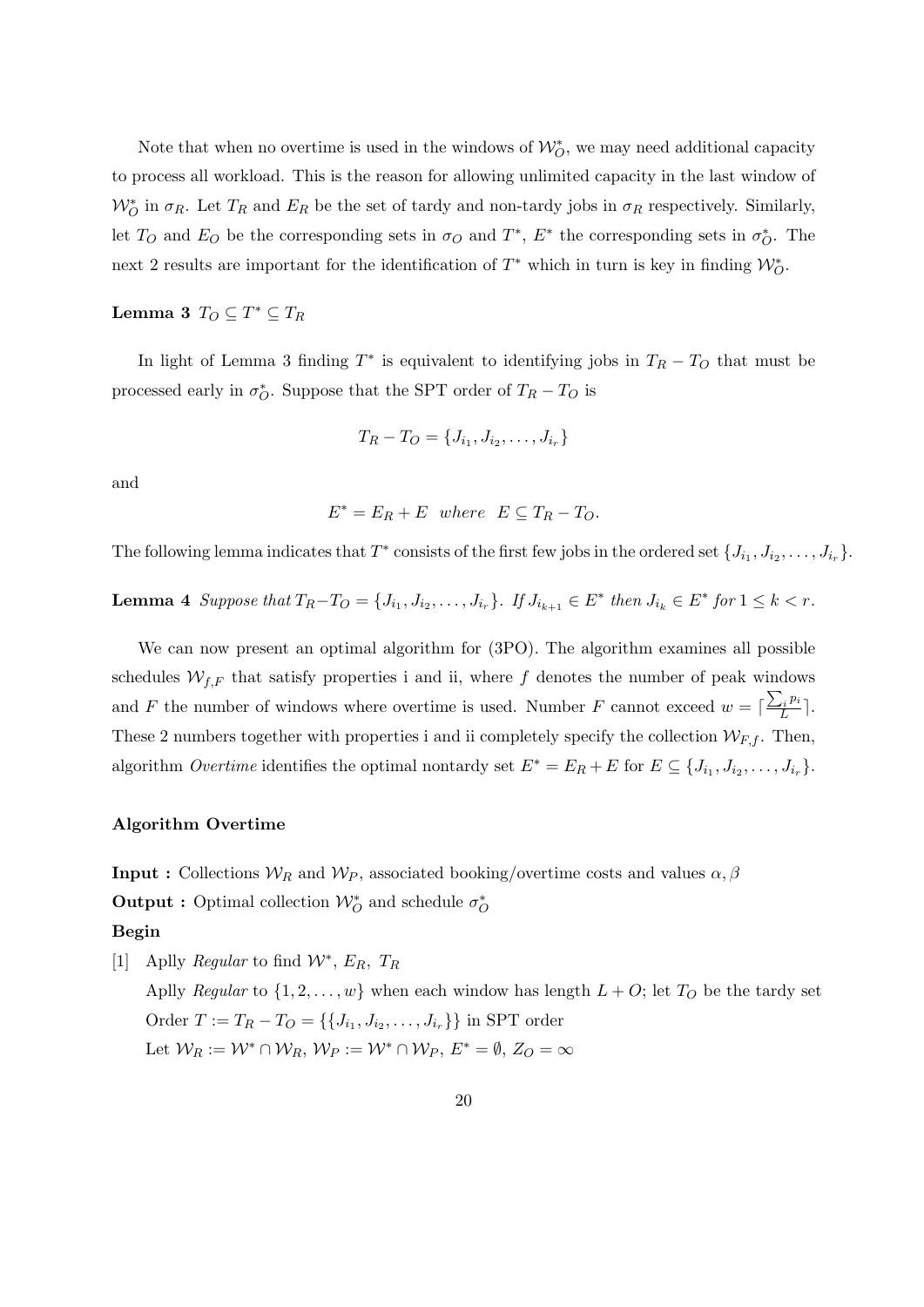Note that when no overtime is used in the windows of $\mathcal{W}_O^*$, we may need additional capacity to process all workload. This is the reason for allowing unlimited capacity in the last window of $\mathcal{W}_O^*$ in $\sigma_R$. Let $T_R$ and $E_R$ be the set of tardy and non-tardy jobs in $\sigma_R$ respectively. Similarly, let $T_O$ and $E_O$ be the corresponding sets in $\sigma_O$ and $T^*$, $E^*$ the corresponding sets in $\sigma_O^*$. The next 2 results are important for the identification of $T^*$ which in turn is key in finding $\mathcal{W}_O^*$.

**Lemma 3** $T_O \subseteq T^* \subseteq T_R$

In light of Lemma 3 finding $T^*$ is equivalent to identifying jobs in $T_R - T_O$ that must be processed early in $\sigma_O^*$. Suppose that the SPT order of $T_R - T_O$ is

$$T_R - T_O = \{J_{i_1}, J_{i_2}, \ldots, J_{i_r}\}$$

and

$$E^* = E_R + E \quad where \quad E \subseteq T_R - T_O.$$

The following lemma indicates that $T^*$ consists of the first few jobs in the ordered set $\{J_{i_1}, J_{i_2}, \ldots, J_{i_r}\}$.

**Lemma 4** *Suppose that* $T_R - T_O = \{J_{i_1}, J_{i_2}, \ldots, J_{i_r}\}$. *If* $J_{i_{k+1}} \in E^*$ *then* $J_{i_k} \in E^*$ *for* $1 \leq k < r$.

We can now present an optimal algorithm for (3PO). The algorithm examines all possible schedules $\mathcal{W}_{f,F}$ that satisfy properties i and ii, where $f$ denotes the number of peak windows and $F$ the number of windows where overtime is used. Number $F$ cannot exceed $w = \lceil \frac{\sum_i p_i}{L} \rceil$. These 2 numbers together with properties i and ii completely specify the collection $\mathcal{W}_{F,f}$. Then, algorithm *Overtime* identifies the optimal nontardy set $E^* = E_R + E$ for $E \subseteq \{J_{i_1}, J_{i_2}, \ldots, J_{i_r}\}$.

**Algorithm Overtime**

**Input :** Collections $\mathcal{W}_R$ and $\mathcal{W}_P$, associated booking/overtime costs and values $\alpha, \beta$

**Output :** Optimal collection $\mathcal{W}_O^*$ and schedule $\sigma_O^*$

**Begin**

[1] Aplly *Regular* to find $\mathcal{W}^*$, $E_R$, $T_R$

Aplly *Regular* to $\{1, 2, \ldots, w\}$ when each window has length $L + O$; let $T_O$ be the tardy set

Order $T := T_R - T_O = \{\{J_{i_1}, J_{i_2}, \ldots, J_{i_r}\}\}$ in SPT order

Let $\mathcal{W}_R := \mathcal{W}^* \cap \mathcal{W}_R$, $\mathcal{W}_P := \mathcal{W}^* \cap \mathcal{W}_P$, $E^* = \emptyset$, $Z_O = \infty$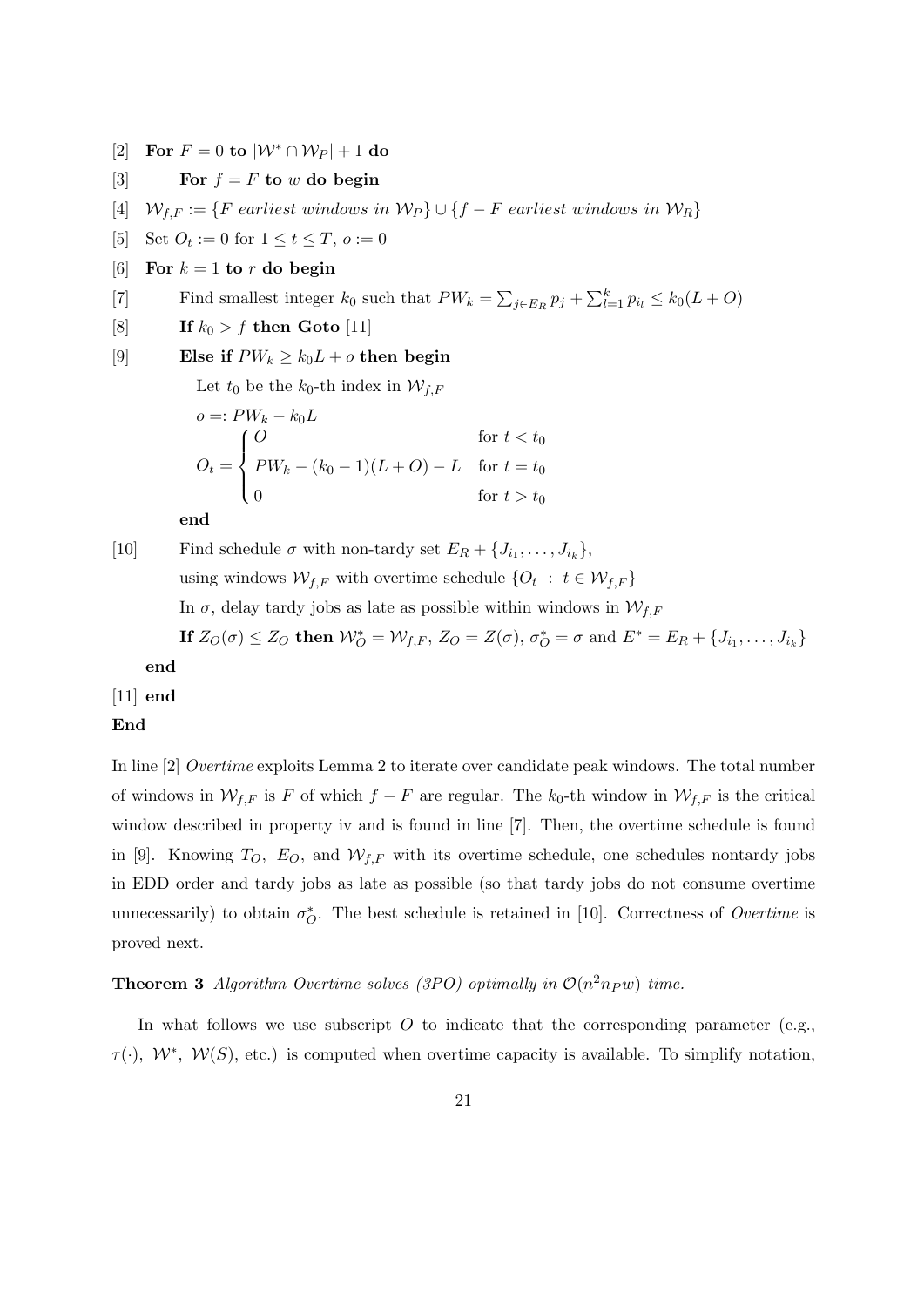[2] **For** $F = 0$ **to** $|\mathcal{W}^* \cap \mathcal{W}_P| + 1$ **do**

[3] **For** $f = F$ **to** $w$ **do begin**

[4] $\mathcal{W}_{f,F} := \{F \textit{ earliest windows in } \mathcal{W}_P\} \cup \{f - F \textit{ earliest windows in } \mathcal{W}_R\}$

[5] Set $O_t := 0$ for $1 \leq t \leq T$, $o := 0$

[6] **For** $k = 1$ **to** $r$ **do begin**

[7] Find smallest integer $k_0$ such that $PW_k = \sum_{j \in E_R} p_j + \sum_{l=1}^{k} p_{i_l} \leq k_0(L + O)$

[8] **If** $k_0 > f$ **then Goto** [11]

[9] **Else if** $PW_k \geq k_0 L + o$ **then begin**

Let $t_0$ be the $k_0$-th index in $\mathcal{W}_{f,F}$

$o =: PW_k - k_0 L$

$$O_t = \begin{cases} O & \text{for } t < t_0 \\ PW_k - (k_0 - 1)(L + O) - L & \text{for } t = t_0 \\ 0 & \text{for } t > t_0 \end{cases}$$

**end**

[10] Find schedule $\sigma$ with non-tardy set $E_R + \{J_{i_1}, \ldots, J_{i_k}\}$,

using windows $\mathcal{W}_{f,F}$ with overtime schedule $\{O_t \; : \; t \in \mathcal{W}_{f,F}\}$

In $\sigma$, delay tardy jobs as late as possible within windows in $\mathcal{W}_{f,F}$

**If** $Z_O(\sigma) \leq Z_O$ **then** $\mathcal{W}^*_O = \mathcal{W}_{f,F}$, $Z_O = Z(\sigma)$, $\sigma^*_O = \sigma$ and $E^* = E_R + \{J_{i_1}, \ldots, J_{i_k}\}$

**end**

[11] **end**

**End**

In line [2] *Overtime* exploits Lemma 2 to iterate over candidate peak windows. The total number of windows in $\mathcal{W}_{f,F}$ is $F$ of which $f - F$ are regular. The $k_0$-th window in $\mathcal{W}_{f,F}$ is the critical window described in property iv and is found in line [7]. Then, the overtime schedule is found in [9]. Knowing $T_O$, $E_O$, and $\mathcal{W}_{f,F}$ with its overtime schedule, one schedules nontardy jobs in EDD order and tardy jobs as late as possible (so that tardy jobs do not consume overtime unnecessarily) to obtain $\sigma^*_O$. The best schedule is retained in [10]. Correctness of *Overtime* is proved next.

**Theorem 3** *Algorithm Overtime solves (3PO) optimally in $\mathcal{O}(n^2 n_P w)$ time.*

In what follows we use subscript $O$ to indicate that the corresponding parameter (e.g., $\tau(\cdot)$, $\mathcal{W}^*$, $\mathcal{W}(S)$, etc.) is computed when overtime capacity is available. To simplify notation,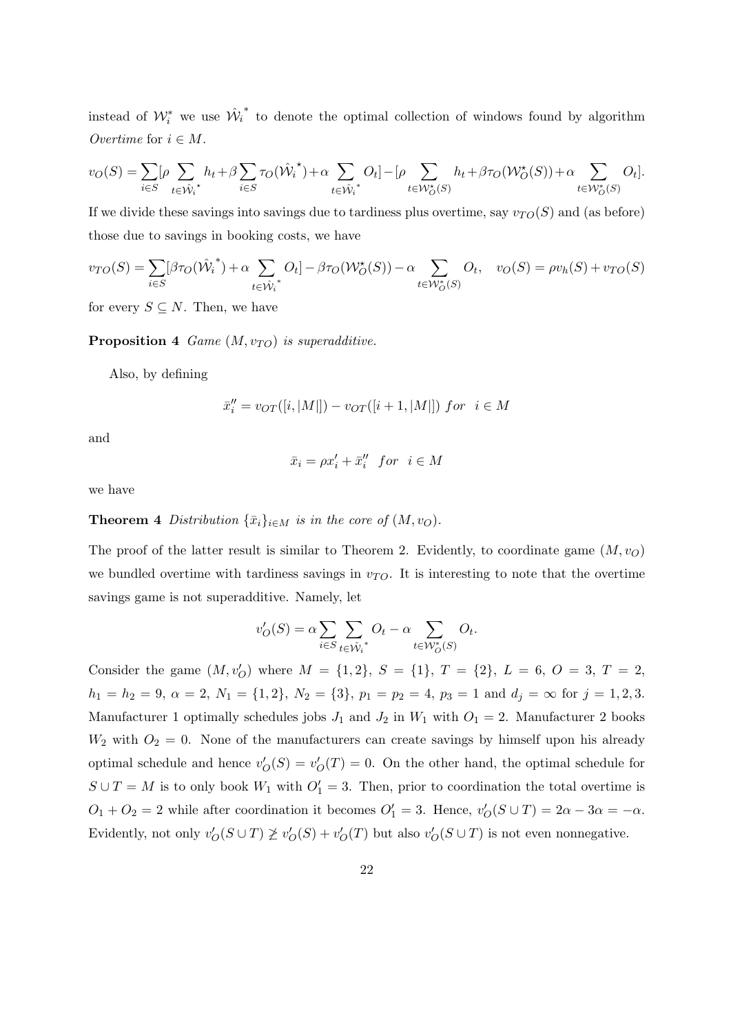instead of $\mathcal{W}_i^*$ we use $\hat{\mathcal{W}_i}^*$ to denote the optimal collection of windows found by algorithm *Overtime* for $i \in M$.

$$v_O(S) = \sum_{i \in S} [\rho \sum_{t \in \hat{\mathcal{W}_i}^\star} h_t + \beta \sum_{i \in S} \tau_O(\hat{\mathcal{W}_i}^\star) + \alpha \sum_{t \in \hat{\mathcal{W}_i}^*} O_t] - [\rho \sum_{t \in \mathcal{W}_O^\star(S)} h_t + \beta \tau_O(\mathcal{W}_O^\star(S)) + \alpha \sum_{t \in \mathcal{W}_O^*(S)} O_t].$$

If we divide these savings into savings due to tardiness plus overtime, say $v_{TO}(S)$ and (as before) those due to savings in booking costs, we have

$$v_{TO}(S) = \sum_{i \in S} [\beta \tau_O(\hat{\mathcal{W}_i}^*) + \alpha \sum_{t \in \hat{\mathcal{W}_i}^*} O_t] - \beta \tau_O(\mathcal{W}_O^\star(S)) - \alpha \sum_{t \in \mathcal{W}_O^*(S)} O_t, \quad v_O(S) = \rho v_h(S) + v_{TO}(S)$$

for every $S \subseteq N$. Then, we have

**Proposition 4** *Game $(M, v_{TO})$ is superadditive.*

Also, by defining

$$\bar{x}_i'' = v_{OT}([i, |M|]) - v_{OT}([i+1, |M|]) \ for \ \ i \in M$$

and

$$\bar{x}_i = \rho x_i' + \bar{x}_i'' \ \ for \ \ i \in M$$

we have

**Theorem 4** *Distribution $\{\bar{x}_i\}_{i \in M}$ is in the core of $(M, v_O)$.*

The proof of the latter result is similar to Theorem 2. Evidently, to coordinate game $(M, v_O)$ we bundled overtime with tardiness savings in $v_{TO}$. It is interesting to note that the overtime savings game is not superadditive. Namely, let

$$v_O'(S) = \alpha \sum_{i \in S} \sum_{t \in \hat{\mathcal{W}_i}^*} O_t - \alpha \sum_{t \in \mathcal{W}_O^*(S)} O_t.$$

Consider the game $(M, v_O')$ where $M = \{1, 2\}$, $S = \{1\}$, $T = \{2\}$, $L = 6$, $O = 3$, $T = 2$, $h_1 = h_2 = 9$, $\alpha = 2$, $N_1 = \{1, 2\}$, $N_2 = \{3\}$, $p_1 = p_2 = 4$, $p_3 = 1$ and $d_j = \infty$ for $j = 1, 2, 3$. Manufacturer 1 optimally schedules jobs $J_1$ and $J_2$ in $W_1$ with $O_1 = 2$. Manufacturer 2 books $W_2$ with $O_2 = 0$. None of the manufacturers can create savings by himself upon his already optimal schedule and hence $v_O'(S) = v_O'(T) = 0$. On the other hand, the optimal schedule for $S \cup T = M$ is to only book $W_1$ with $O_1' = 3$. Then, prior to coordination the total overtime is $O_1 + O_2 = 2$ while after coordination it becomes $O_1' = 3$. Hence, $v_O'(S \cup T) = 2\alpha - 3\alpha = -\alpha$. Evidently, not only $v_O'(S \cup T) \ngeq v_O'(S) + v_O'(T)$ but also $v_O'(S \cup T)$ is not even nonnegative.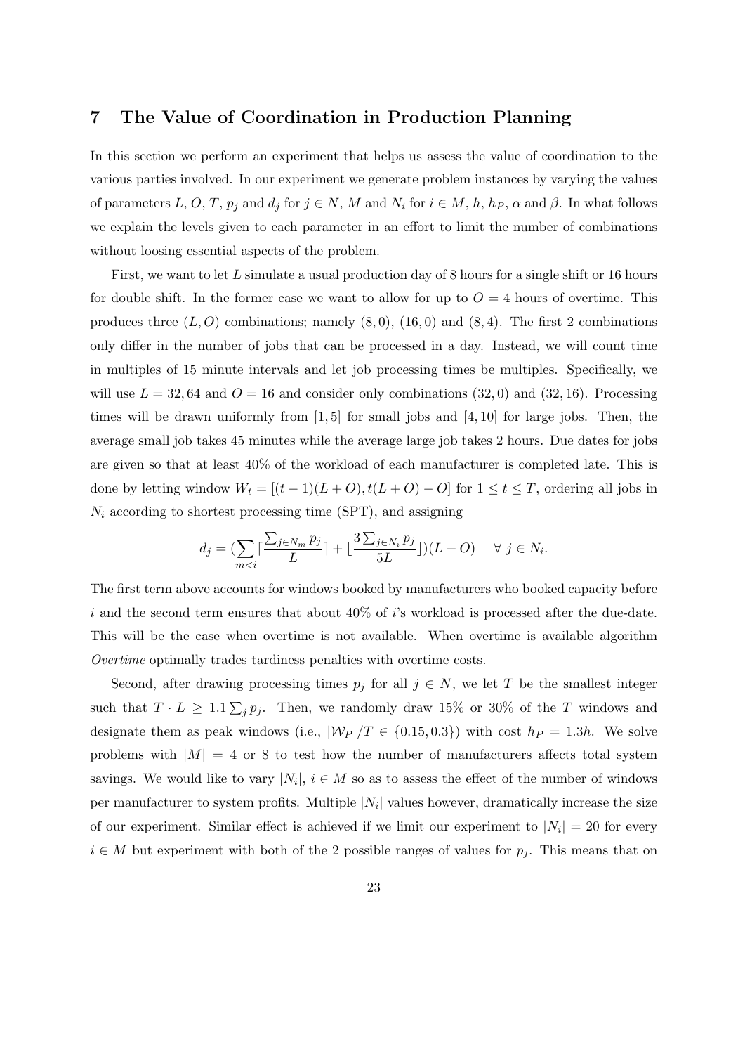## 7 The Value of Coordination in Production Planning

In this section we perform an experiment that helps us assess the value of coordination to the various parties involved. In our experiment we generate problem instances by varying the values of parameters $L$, $O$, $T$, $p_j$ and $d_j$ for $j \in N$, $M$ and $N_i$ for $i \in M$, $h$, $h_P$, $\alpha$ and $\beta$. In what follows we explain the levels given to each parameter in an effort to limit the number of combinations without loosing essential aspects of the problem.

First, we want to let $L$ simulate a usual production day of 8 hours for a single shift or 16 hours for double shift. In the former case we want to allow for up to $O = 4$ hours of overtime. This produces three $(L, O)$ combinations; namely $(8, 0)$, $(16, 0)$ and $(8, 4)$. The first 2 combinations only differ in the number of jobs that can be processed in a day. Instead, we will count time in multiples of 15 minute intervals and let job processing times be multiples. Specifically, we will use $L = 32, 64$ and $O = 16$ and consider only combinations $(32, 0)$ and $(32, 16)$. Processing times will be drawn uniformly from $[1, 5]$ for small jobs and $[4, 10]$ for large jobs. Then, the average small job takes 45 minutes while the average large job takes 2 hours. Due dates for jobs are given so that at least 40% of the workload of each manufacturer is completed late. This is done by letting window $W_t = [(t-1)(L+O), t(L+O) - O]$ for $1 \leq t \leq T$, ordering all jobs in $N_i$ according to shortest processing time (SPT), and assigning

$$d_j = \left(\sum_{m<i} \left\lceil \frac{\sum_{j \in N_m} p_j}{L} \right\rceil + \left\lfloor \frac{3 \sum_{j \in N_i} p_j}{5L} \right\rfloor \right)(L+O) \quad \forall\ j \in N_i.$$

The first term above accounts for windows booked by manufacturers who booked capacity before $i$ and the second term ensures that about 40% of $i$'s workload is processed after the due-date. This will be the case when overtime is not available. When overtime is available algorithm *Overtime* optimally trades tardiness penalties with overtime costs.

Second, after drawing processing times $p_j$ for all $j \in N$, we let $T$ be the smallest integer such that $T \cdot L \geq 1.1 \sum_j p_j$. Then, we randomly draw 15% or 30% of the $T$ windows and designate them as peak windows (i.e., $|\mathcal{W}_P|/T \in \{0.15, 0.3\}$) with cost $h_P = 1.3h$. We solve problems with $|M| = 4$ or 8 to test how the number of manufacturers affects total system savings. We would like to vary $|N_i|$, $i \in M$ so as to assess the effect of the number of windows per manufacturer to system profits. Multiple $|N_i|$ values however, dramatically increase the size of our experiment. Similar effect is achieved if we limit our experiment to $|N_i| = 20$ for every $i \in M$ but experiment with both of the 2 possible ranges of values for $p_j$. This means that on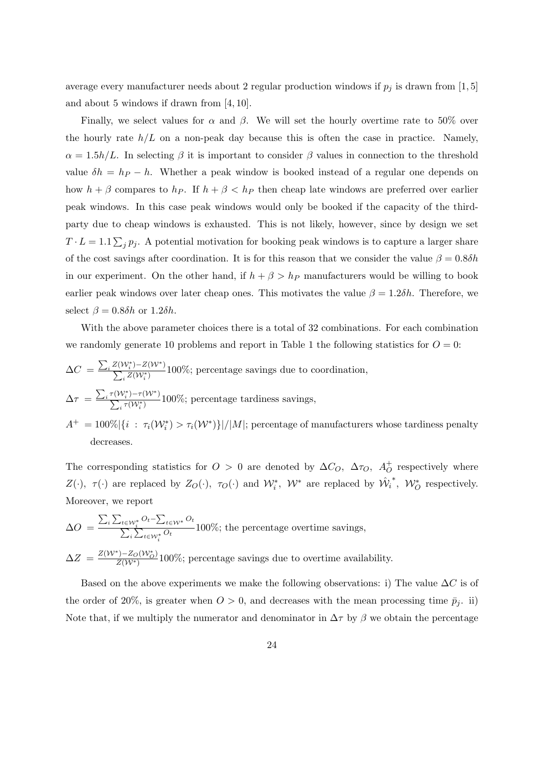average every manufacturer needs about 2 regular production windows if $p_j$ is drawn from $[1, 5]$ and about 5 windows if drawn from $[4, 10]$.

Finally, we select values for $\alpha$ and $\beta$. We will set the hourly overtime rate to 50% over the hourly rate $h/L$ on a non-peak day because this is often the case in practice. Namely, $\alpha = 1.5h/L$. In selecting $\beta$ it is important to consider $\beta$ values in connection to the threshold value $\delta h = h_P - h$. Whether a peak window is booked instead of a regular one depends on how $h + \beta$ compares to $h_P$. If $h + \beta < h_P$ then cheap late windows are preferred over earlier peak windows. In this case peak windows would only be booked if the capacity of the third-party due to cheap windows is exhausted. This is not likely, however, since by design we set $T \cdot L = 1.1 \sum_j p_j$. A potential motivation for booking peak windows is to capture a larger share of the cost savings after coordination. It is for this reason that we consider the value $\beta = 0.8\delta h$ in our experiment. On the other hand, if $h + \beta > h_P$ manufacturers would be willing to book earlier peak windows over later cheap ones. This motivates the value $\beta = 1.2\delta h$. Therefore, we select $\beta = 0.8\delta h$ or $1.2\delta h$.

With the above parameter choices there is a total of 32 combinations. For each combination we randomly generate 10 problems and report in Table 1 the following statistics for $O = 0$:

$\Delta C = \frac{\sum_i Z(\mathcal{W}_i^*) - Z(\mathcal{W}^*)}{\sum_i Z(\mathcal{W}_i^*)} 100\%$; percentage savings due to coordination,

$\Delta \tau = \frac{\sum_i \tau(\mathcal{W}_i^*) - \tau(\mathcal{W}^*)}{\sum_i \tau(\mathcal{W}_i^*)} 100\%$; percentage tardiness savings,

$A^+ = 100\% |\{i \ : \ \tau_i(\mathcal{W}_i^*) > \tau_i(\mathcal{W}^*)\}| / |M|$; percentage of manufacturers whose tardiness penalty decreases.

The corresponding statistics for $O > 0$ are denoted by $\Delta C_O$, $\Delta \tau_O$, $A_O^+$ respectively where $Z(\cdot)$, $\tau(\cdot)$ are replaced by $Z_O(\cdot)$, $\tau_O(\cdot)$ and $\mathcal{W}_i^*$, $\mathcal{W}^*$ are replaced by $\hat{\mathcal{W}_i}^*$, $\mathcal{W}_O^*$ respectively. Moreover, we report

$\Delta O = \frac{\sum_i \sum_{t \in \mathcal{W}_i^*} O_t - \sum_{t \in \mathcal{W}^*} O_t}{\sum_i \sum_{t \in \mathcal{W}_i^*} O_t} 100\%$; the percentage overtime savings,

$\Delta Z = \frac{Z(\mathcal{W}^*) - Z_O(\mathcal{W}_O^*)}{Z(\mathcal{W}^*)} 100\%$; percentage savings due to overtime availability.

Based on the above experiments we make the following observations: i) The value $\Delta C$ is of the order of 20%, is greater when $O > 0$, and decreases with the mean processing time $\bar{p}_j$. ii) Note that, if we multiply the numerator and denominator in $\Delta \tau$ by $\beta$ we obtain the percentage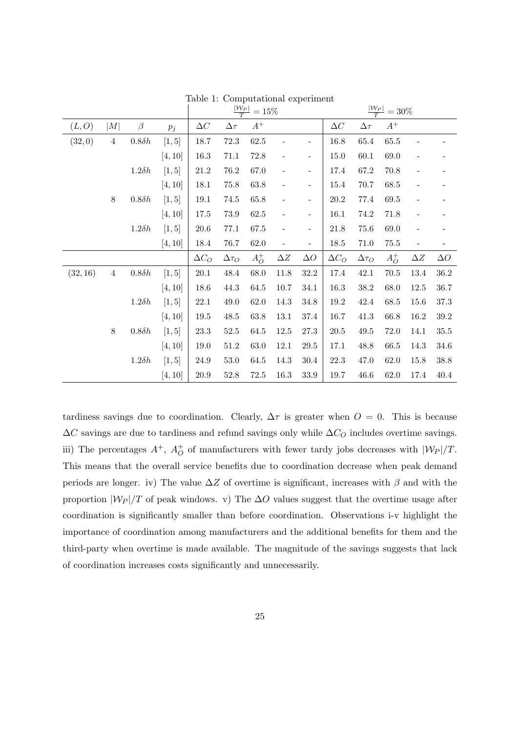Table 1: Computational experiment

| | | | | $\frac{\|\mathcal{W}_P\|}{T} = 15\%$ | | | | | $\frac{\|\mathcal{W}_P\|}{T} = 30\%$ | | | | |
|---|---|---|---|---|---|---|---|---|---|---|---|---|---|
| $(L, O)$ | $\|M\|$ | $\beta$ | $p_j$ | $\Delta C$ | $\Delta\tau$ | $A^+$ | | | $\Delta C$ | $\Delta\tau$ | $A^+$ | | |
| $(32, 0)$ | 4 | $0.8\delta h$ | $[1, 5]$ | 18.7 | 72.3 | 62.5 | - | - | 16.8 | 65.4 | 65.5 | - | - |
| | | | $[4, 10]$ | 16.3 | 71.1 | 72.8 | - | - | 15.0 | 60.1 | 69.0 | - | - |
| | | $1.2\delta h$ | $[1, 5]$ | 21.2 | 76.2 | 67.0 | - | - | 17.4 | 67.2 | 70.8 | - | - |
| | | | $[4, 10]$ | 18.1 | 75.8 | 63.8 | - | - | 15.4 | 70.7 | 68.5 | - | - |
| | 8 | $0.8\delta h$ | $[1, 5]$ | 19.1 | 74.5 | 65.8 | - | - | 20.2 | 77.4 | 69.5 | - | - |
| | | | $[4, 10]$ | 17.5 | 73.9 | 62.5 | - | - | 16.1 | 74.2 | 71.8 | - | - |
| | | $1.2\delta h$ | $[1, 5]$ | 20.6 | 77.1 | 67.5 | - | - | 21.8 | 75.6 | 69.0 | - | - |
| | | | $[4, 10]$ | 18.4 | 76.7 | 62.0 | - | - | 18.5 | 71.0 | 75.5 | - | - |
| | | | | $\Delta C_O$ | $\Delta\tau_O$ | $A_O^+$ | $\Delta Z$ | $\Delta O$ | $\Delta C_O$ | $\Delta\tau_O$ | $A_O^+$ | $\Delta Z$ | $\Delta O$ |
| $(32, 16)$ | 4 | $0.8\delta h$ | $[1, 5]$ | 20.1 | 48.4 | 68.0 | 11.8 | 32.2 | 17.4 | 42.1 | 70.5 | 13.4 | 36.2 |
| | | | $[4, 10]$ | 18.6 | 44.3 | 64.5 | 10.7 | 34.1 | 16.3 | 38.2 | 68.0 | 12.5 | 36.7 |
| | | $1.2\delta h$ | $[1, 5]$ | 22.1 | 49.0 | 62.0 | 14.3 | 34.8 | 19.2 | 42.4 | 68.5 | 15.6 | 37.3 |
| | | | $[4, 10]$ | 19.5 | 48.5 | 63.8 | 13.1 | 37.4 | 16.7 | 41.3 | 66.8 | 16.2 | 39.2 |
| | 8 | $0.8\delta h$ | $[1, 5]$ | 23.3 | 52.5 | 64.5 | 12.5 | 27.3 | 20.5 | 49.5 | 72.0 | 14.1 | 35.5 |
| | | | $[4, 10]$ | 19.0 | 51.2 | 63.0 | 12.1 | 29.5 | 17.1 | 48.8 | 66.5 | 14.3 | 34.6 |
| | | $1.2\delta h$ | $[1, 5]$ | 24.9 | 53.0 | 64.5 | 14.3 | 30.4 | 22.3 | 47.0 | 62.0 | 15.8 | 38.8 |
| | | | $[4, 10]$ | 20.9 | 52.8 | 72.5 | 16.3 | 33.9 | 19.7 | 46.6 | 62.0 | 17.4 | 40.4 |

tardiness savings due to coordination. Clearly, $\Delta\tau$ is greater when $O = 0$. This is because $\Delta C$ savings are due to tardiness and refund savings only while $\Delta C_O$ includes overtime savings. iii) The percentages $A^+$, $A_O^+$ of manufacturers with fewer tardy jobs decreases with $|\mathcal{W}_P|/T$. This means that the overall service benefits due to coordination decrease when peak demand periods are longer. iv) The value $\Delta Z$ of overtime is significant, increases with $\beta$ and with the proportion $|\mathcal{W}_P|/T$ of peak windows. v) The $\Delta O$ values suggest that the overtime usage after coordination is significantly smaller than before coordination. Observations i-v highlight the importance of coordination among manufacturers and the additional benefits for them and the third-party when overtime is made available. The magnitude of the savings suggests that lack of coordination increases costs significantly and unnecessarily.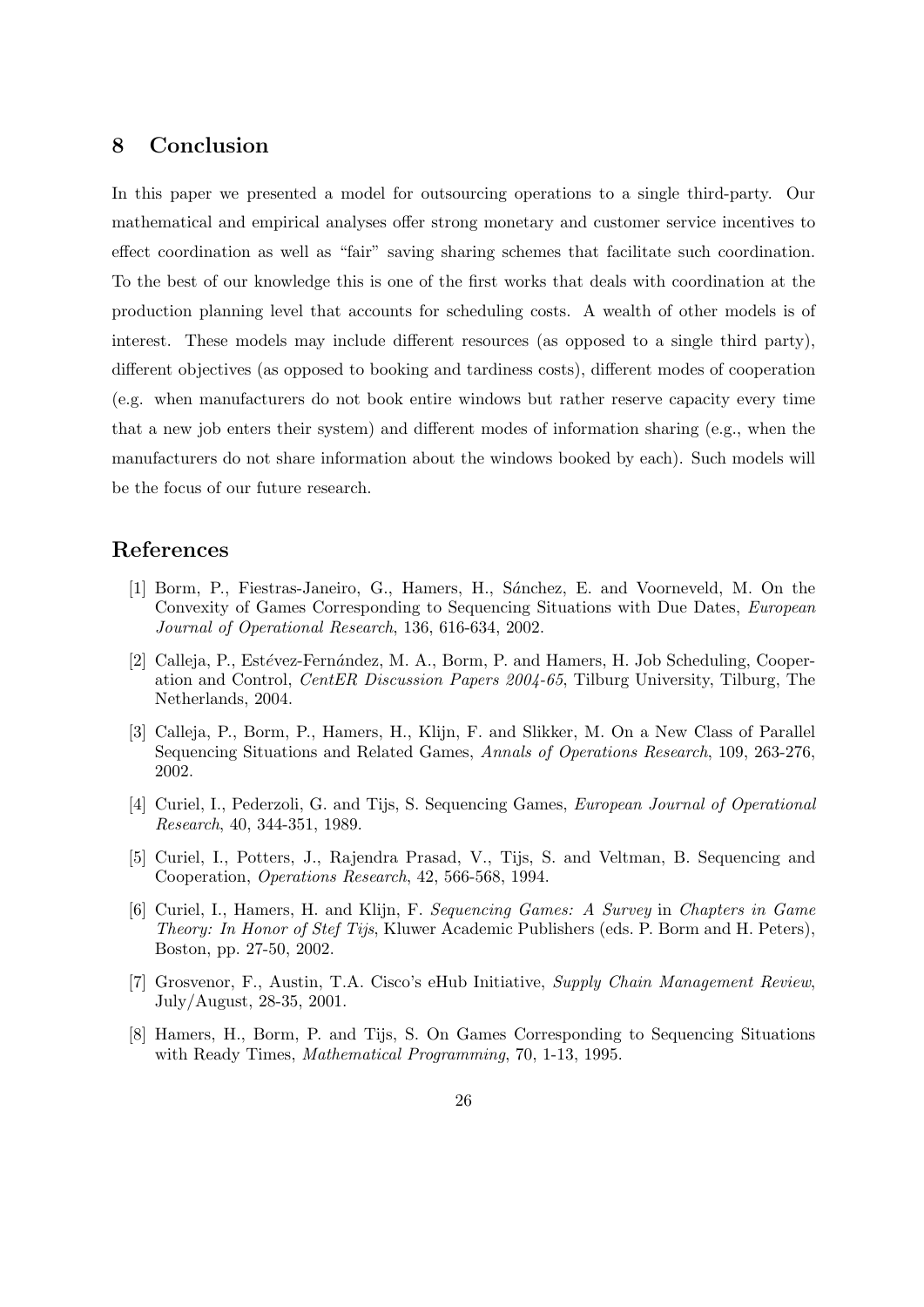## 8 Conclusion

In this paper we presented a model for outsourcing operations to a single third-party. Our mathematical and empirical analyses offer strong monetary and customer service incentives to effect coordination as well as "fair" saving sharing schemes that facilitate such coordination. To the best of our knowledge this is one of the first works that deals with coordination at the production planning level that accounts for scheduling costs. A wealth of other models is of interest. These models may include different resources (as opposed to a single third party), different objectives (as opposed to booking and tardiness costs), different modes of cooperation (e.g. when manufacturers do not book entire windows but rather reserve capacity every time that a new job enters their system) and different modes of information sharing (e.g., when the manufacturers do not share information about the windows booked by each). Such models will be the focus of our future research.

## References

[1] Borm, P., Fiestras-Janeiro, G., Hamers, H., Sánchez, E. and Voorneveld, M. On the Convexity of Games Corresponding to Sequencing Situations with Due Dates, *European Journal of Operational Research*, 136, 616-634, 2002.

[2] Calleja, P., Estévez-Fernández, M. A., Borm, P. and Hamers, H. Job Scheduling, Cooperation and Control, *CentER Discussion Papers 2004-65*, Tilburg University, Tilburg, The Netherlands, 2004.

[3] Calleja, P., Borm, P., Hamers, H., Klijn, F. and Slikker, M. On a New Class of Parallel Sequencing Situations and Related Games, *Annals of Operations Research*, 109, 263-276, 2002.

[4] Curiel, I., Pederzoli, G. and Tijs, S. Sequencing Games, *European Journal of Operational Research*, 40, 344-351, 1989.

[5] Curiel, I., Potters, J., Rajendra Prasad, V., Tijs, S. and Veltman, B. Sequencing and Cooperation, *Operations Research*, 42, 566-568, 1994.

[6] Curiel, I., Hamers, H. and Klijn, F. *Sequencing Games: A Survey* in *Chapters in Game Theory: In Honor of Stef Tijs*, Kluwer Academic Publishers (eds. P. Borm and H. Peters), Boston, pp. 27-50, 2002.

[7] Grosvenor, F., Austin, T.A. Cisco's eHub Initiative, *Supply Chain Management Review*, July/August, 28-35, 2001.

[8] Hamers, H., Borm, P. and Tijs, S. On Games Corresponding to Sequencing Situations with Ready Times, *Mathematical Programming*, 70, 1-13, 1995.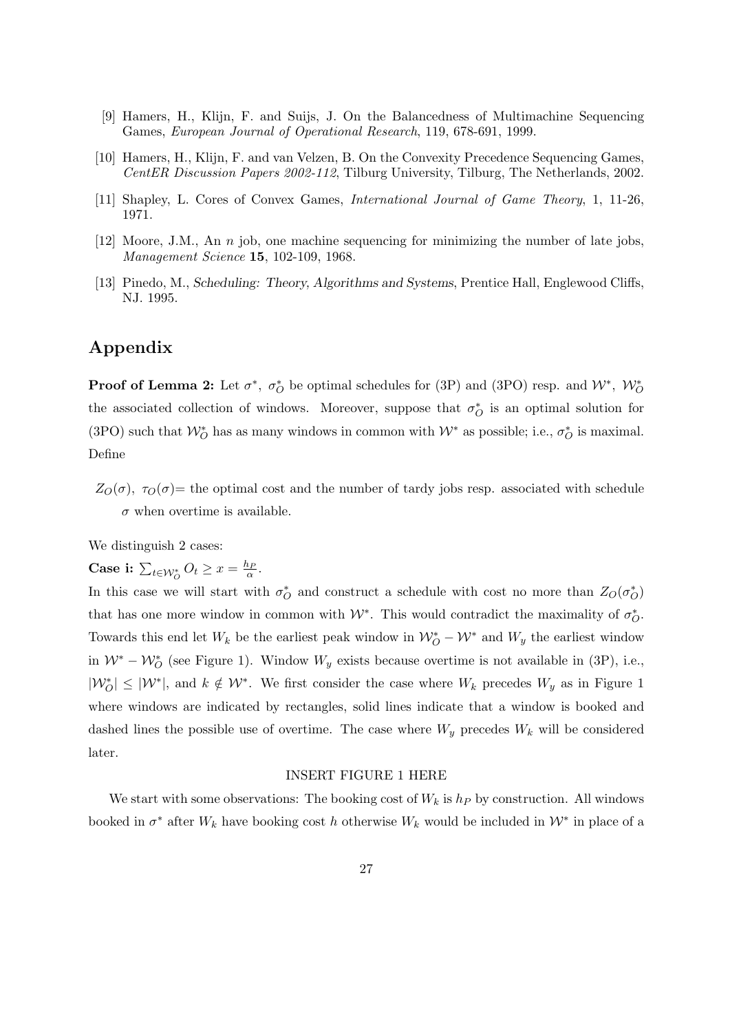[9] Hamers, H., Klijn, F. and Suijs, J. On the Balancedness of Multimachine Sequencing Games, *European Journal of Operational Research*, 119, 678-691, 1999.

[10] Hamers, H., Klijn, F. and van Velzen, B. On the Convexity Precedence Sequencing Games, *CentER Discussion Papers 2002-112*, Tilburg University, Tilburg, The Netherlands, 2002.

[11] Shapley, L. Cores of Convex Games, *International Journal of Game Theory*, 1, 11-26, 1971.

[12] Moore, J.M., An $n$ job, one machine sequencing for minimizing the number of late jobs, *Management Science* **15**, 102-109, 1968.

[13] Pinedo, M., *Scheduling: Theory, Algorithms and Systems*, Prentice Hall, Englewood Cliffs, NJ. 1995.

# Appendix

**Proof of Lemma 2:** Let $\sigma^*$, $\sigma_O^*$ be optimal schedules for (3P) and (3PO) resp. and $\mathcal{W}^*$, $\mathcal{W}_O^*$ the associated collection of windows. Moreover, suppose that $\sigma_O^*$ is an optimal solution for (3PO) such that $\mathcal{W}_O^*$ has as many windows in common with $\mathcal{W}^*$ as possible; i.e., $\sigma_O^*$ is maximal. Define

$Z_O(\sigma)$, $\tau_O(\sigma)$= the optimal cost and the number of tardy jobs resp. associated with schedule $\sigma$ when overtime is available.

We distinguish 2 cases:

**Case i:** $\sum_{t \in \mathcal{W}_O^*} O_t \geq x = \frac{h_P}{\alpha}$.

In this case we will start with $\sigma_O^*$ and construct a schedule with cost no more than $Z_O(\sigma_O^*)$ that has one more window in common with $\mathcal{W}^*$. This would contradict the maximality of $\sigma_O^*$. Towards this end let $W_k$ be the earliest peak window in $\mathcal{W}_O^* - \mathcal{W}^*$ and $W_y$ the earliest window in $\mathcal{W}^* - \mathcal{W}_O^*$ (see Figure 1). Window $W_y$ exists because overtime is not available in (3P), i.e., $|\mathcal{W}_O^*| \leq |\mathcal{W}^*|$, and $k \notin \mathcal{W}^*$. We first consider the case where $W_k$ precedes $W_y$ as in Figure 1 where windows are indicated by rectangles, solid lines indicate that a window is booked and dashed lines the possible use of overtime. The case where $W_y$ precedes $W_k$ will be considered later.

INSERT FIGURE 1 HERE

We start with some observations: The booking cost of $W_k$ is $h_P$ by construction. All windows booked in $\sigma^*$ after $W_k$ have booking cost $h$ otherwise $W_k$ would be included in $\mathcal{W}^*$ in place of a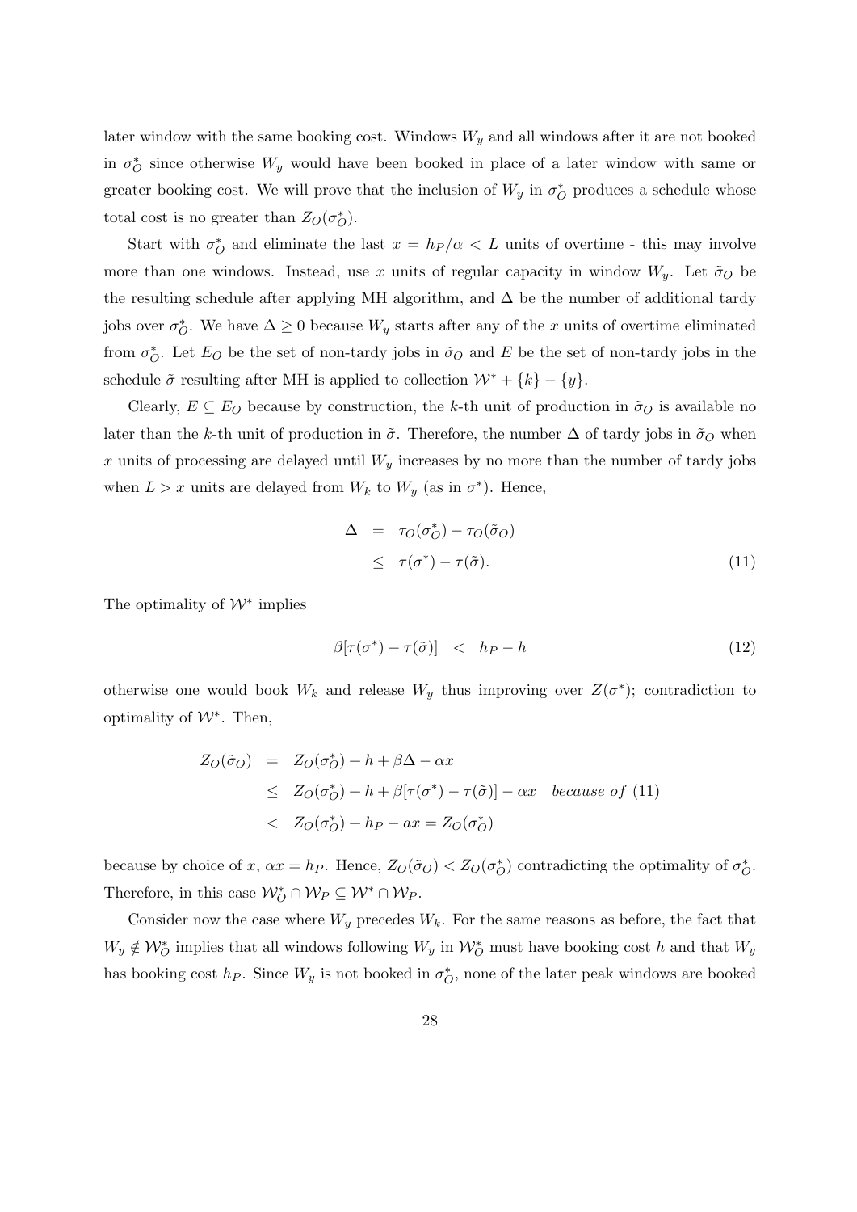later window with the same booking cost. Windows $W_y$ and all windows after it are not booked in $\sigma^*_O$ since otherwise $W_y$ would have been booked in place of a later window with same or greater booking cost. We will prove that the inclusion of $W_y$ in $\sigma^*_O$ produces a schedule whose total cost is no greater than $Z_O(\sigma^*_O)$.

Start with $\sigma^*_O$ and eliminate the last $x = h_P/\alpha < L$ units of overtime - this may involve more than one windows. Instead, use $x$ units of regular capacity in window $W_y$. Let $\tilde{\sigma}_O$ be the resulting schedule after applying MH algorithm, and $\Delta$ be the number of additional tardy jobs over $\sigma^*_O$. We have $\Delta \geq 0$ because $W_y$ starts after any of the $x$ units of overtime eliminated from $\sigma^*_O$. Let $E_O$ be the set of non-tardy jobs in $\tilde{\sigma}_O$ and $E$ be the set of non-tardy jobs in the schedule $\tilde{\sigma}$ resulting after MH is applied to collection $\mathcal{W}^* + \{k\} - \{y\}$.

Clearly, $E \subseteq E_O$ because by construction, the $k$-th unit of production in $\tilde{\sigma}_O$ is available no later than the $k$-th unit of production in $\tilde{\sigma}$. Therefore, the number $\Delta$ of tardy jobs in $\tilde{\sigma}_O$ when $x$ units of processing are delayed until $W_y$ increases by no more than the number of tardy jobs when $L > x$ units are delayed from $W_k$ to $W_y$ (as in $\sigma^*$). Hence,

$$
\begin{aligned}
\Delta &= \tau_O(\sigma^*_O) - \tau_O(\tilde{\sigma}_O) \\
&\leq \tau(\sigma^*) - \tau(\tilde{\sigma}). \qquad (11)
\end{aligned}
$$

The optimality of $\mathcal{W}^*$ implies

$$
\beta[\tau(\sigma^*) - \tau(\tilde{\sigma})] < h_P - h \qquad (12)
$$

otherwise one would book $W_k$ and release $W_y$ thus improving over $Z(\sigma^*)$; contradiction to optimality of $\mathcal{W}^*$. Then,

$$
\begin{aligned}
Z_O(\tilde{\sigma}_O) &= Z_O(\sigma^*_O) + h + \beta\Delta - \alpha x \\
&\leq Z_O(\sigma^*_O) + h + \beta[\tau(\sigma^*) - \tau(\tilde{\sigma})] - \alpha x \quad \textit{because of } (11) \\
&< Z_O(\sigma^*_O) + h_P - ax = Z_O(\sigma^*_O)
\end{aligned}
$$

because by choice of $x$, $\alpha x = h_P$. Hence, $Z_O(\tilde{\sigma}_O) < Z_O(\sigma^*_O)$ contradicting the optimality of $\sigma^*_O$. Therefore, in this case $\mathcal{W}^*_O \cap \mathcal{W}_P \subseteq \mathcal{W}^* \cap \mathcal{W}_P$.

Consider now the case where $W_y$ precedes $W_k$. For the same reasons as before, the fact that $W_y \notin \mathcal{W}^*_O$ implies that all windows following $W_y$ in $\mathcal{W}^*_O$ must have booking cost $h$ and that $W_y$ has booking cost $h_P$. Since $W_y$ is not booked in $\sigma^*_O$, none of the later peak windows are booked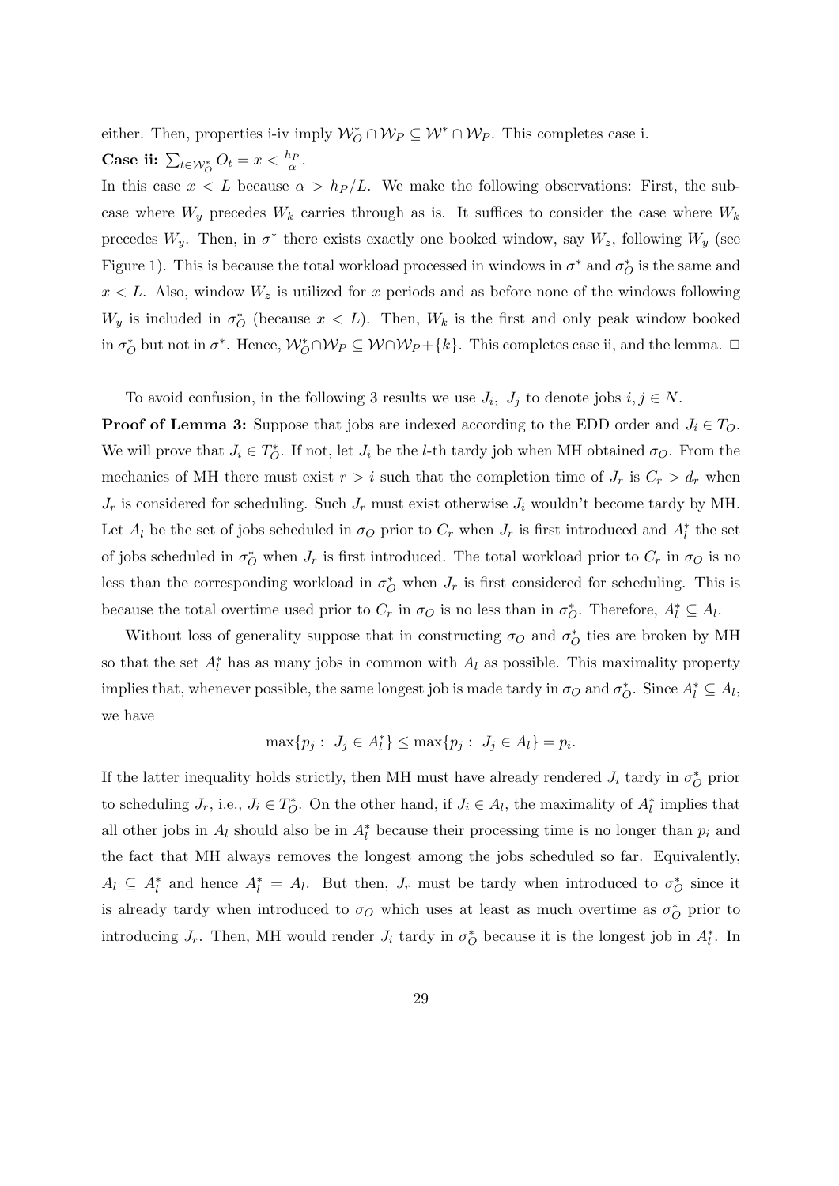either. Then, properties i-iv imply $\mathcal{W}_O^* \cap \mathcal{W}_P \subseteq \mathcal{W}^* \cap \mathcal{W}_P$. This completes case i.

**Case ii:** $\sum_{t \in \mathcal{W}_O^*} O_t = x < \frac{h_P}{\alpha}$.

In this case $x < L$ because $\alpha > h_P/L$. We make the following observations: First, the subcase where $W_y$ precedes $W_k$ carries through as is. It suffices to consider the case where $W_k$ precedes $W_y$. Then, in $\sigma^*$ there exists exactly one booked window, say $W_z$, following $W_y$ (see Figure 1). This is because the total workload processed in windows in $\sigma^*$ and $\sigma_O^*$ is the same and $x < L$. Also, window $W_z$ is utilized for $x$ periods and as before none of the windows following $W_y$ is included in $\sigma_O^*$ (because $x < L$). Then, $W_k$ is the first and only peak window booked in $\sigma_O^*$ but not in $\sigma^*$. Hence, $\mathcal{W}_O^* \cap \mathcal{W}_P \subseteq \mathcal{W} \cap \mathcal{W}_P + \{k\}$. This completes case ii, and the lemma. □

To avoid confusion, in the following 3 results we use $J_i$, $J_j$ to denote jobs $i, j \in N$.

**Proof of Lemma 3:** Suppose that jobs are indexed according to the EDD order and $J_i \in T_O$. We will prove that $J_i \in T_O^*$. If not, let $J_i$ be the $l$-th tardy job when MH obtained $\sigma_O$. From the mechanics of MH there must exist $r > i$ such that the completion time of $J_r$ is $C_r > d_r$ when $J_r$ is considered for scheduling. Such $J_r$ must exist otherwise $J_i$ wouldn't become tardy by MH. Let $A_l$ be the set of jobs scheduled in $\sigma_O$ prior to $C_r$ when $J_r$ is first introduced and $A_l^*$ the set of jobs scheduled in $\sigma_O^*$ when $J_r$ is first introduced. The total workload prior to $C_r$ in $\sigma_O$ is no less than the corresponding workload in $\sigma_O^*$ when $J_r$ is first considered for scheduling. This is because the total overtime used prior to $C_r$ in $\sigma_O$ is no less than in $\sigma_O^*$. Therefore, $A_l^* \subseteq A_l$.

Without loss of generality suppose that in constructing $\sigma_O$ and $\sigma_O^*$ ties are broken by MH so that the set $A_l^*$ has as many jobs in common with $A_l$ as possible. This maximality property implies that, whenever possible, the same longest job is made tardy in $\sigma_O$ and $\sigma_O^*$. Since $A_l^* \subseteq A_l$, we have

$$\max\{p_j : \ J_j \in A_l^*\} \leq \max\{p_j : \ J_j \in A_l\} = p_i.$$

If the latter inequality holds strictly, then MH must have already rendered $J_i$ tardy in $\sigma_O^*$ prior to scheduling $J_r$, i.e., $J_i \in T_O^*$. On the other hand, if $J_i \in A_l$, the maximality of $A_l^*$ implies that all other jobs in $A_l$ should also be in $A_l^*$ because their processing time is no longer than $p_i$ and the fact that MH always removes the longest among the jobs scheduled so far. Equivalently, $A_l \subseteq A_l^*$ and hence $A_l^* = A_l$. But then, $J_r$ must be tardy when introduced to $\sigma_O^*$ since it is already tardy when introduced to $\sigma_O$ which uses at least as much overtime as $\sigma_O^*$ prior to introducing $J_r$. Then, MH would render $J_i$ tardy in $\sigma_O^*$ because it is the longest job in $A_l^*$. In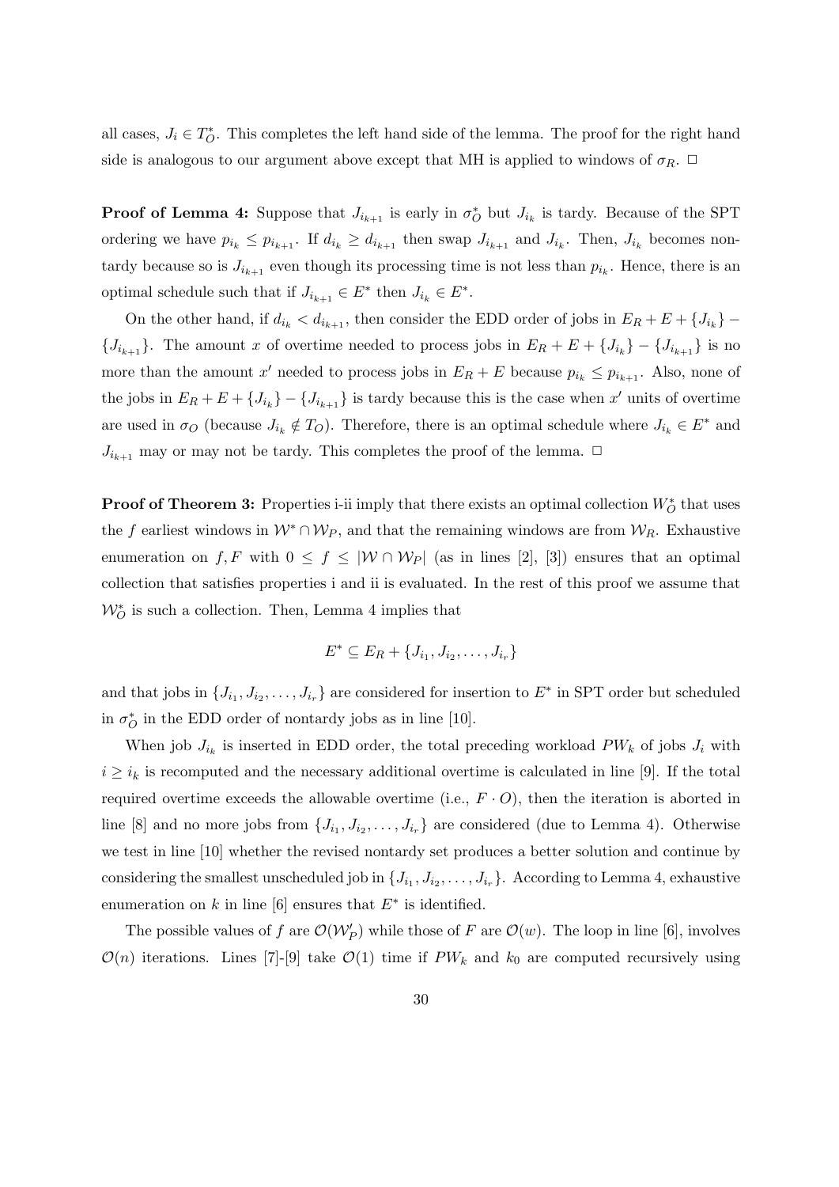all cases, $J_i \in T_O^*$. This completes the left hand side of the lemma. The proof for the right hand side is analogous to our argument above except that MH is applied to windows of $\sigma_R$. $\square$

**Proof of Lemma 4:** Suppose that $J_{i_{k+1}}$ is early in $\sigma_O^*$ but $J_{i_k}$ is tardy. Because of the SPT ordering we have $p_{i_k} \leq p_{i_{k+1}}$. If $d_{i_k} \geq d_{i_{k+1}}$ then swap $J_{i_{k+1}}$ and $J_{i_k}$. Then, $J_{i_k}$ becomes nontardy because so is $J_{i_{k+1}}$ even though its processing time is not less than $p_{i_k}$. Hence, there is an optimal schedule such that if $J_{i_{k+1}} \in E^*$ then $J_{i_k} \in E^*$.

On the other hand, if $d_{i_k} < d_{i_{k+1}}$, then consider the EDD order of jobs in $E_R + E + \{J_{i_k}\} - \{J_{i_{k+1}}\}$. The amount $x$ of overtime needed to process jobs in $E_R + E + \{J_{i_k}\} - \{J_{i_{k+1}}\}$ is no more than the amount $x'$ needed to process jobs in $E_R + E$ because $p_{i_k} \leq p_{i_{k+1}}$. Also, none of the jobs in $E_R + E + \{J_{i_k}\} - \{J_{i_{k+1}}\}$ is tardy because this is the case when $x'$ units of overtime are used in $\sigma_O$ (because $J_{i_k} \notin T_O$). Therefore, there is an optimal schedule where $J_{i_k} \in E^*$ and $J_{i_{k+1}}$ may or may not be tardy. This completes the proof of the lemma. $\square$

**Proof of Theorem 3:** Properties i-ii imply that there exists an optimal collection $W_O^*$ that uses the $f$ earliest windows in $\mathcal{W}^* \cap \mathcal{W}_P$, and that the remaining windows are from $\mathcal{W}_R$. Exhaustive enumeration on $f, F$ with $0 \leq f \leq |\mathcal{W} \cap \mathcal{W}_P|$ (as in lines [2], [3]) ensures that an optimal collection that satisfies properties i and ii is evaluated. In the rest of this proof we assume that $\mathcal{W}_O^*$ is such a collection. Then, Lemma 4 implies that

$$E^* \subseteq E_R + \{J_{i_1}, J_{i_2}, \ldots, J_{i_r}\}$$

and that jobs in $\{J_{i_1}, J_{i_2}, \ldots, J_{i_r}\}$ are considered for insertion to $E^*$ in SPT order but scheduled in $\sigma_O^*$ in the EDD order of nontardy jobs as in line [10].

When job $J_{i_k}$ is inserted in EDD order, the total preceding workload $PW_k$ of jobs $J_i$ with $i \geq i_k$ is recomputed and the necessary additional overtime is calculated in line [9]. If the total required overtime exceeds the allowable overtime (i.e., $F \cdot O$), then the iteration is aborted in line [8] and no more jobs from $\{J_{i_1}, J_{i_2}, \ldots, J_{i_r}\}$ are considered (due to Lemma 4). Otherwise we test in line [10] whether the revised nontardy set produces a better solution and continue by considering the smallest unscheduled job in $\{J_{i_1}, J_{i_2}, \ldots, J_{i_r}\}$. According to Lemma 4, exhaustive enumeration on $k$ in line [6] ensures that $E^*$ is identified.

The possible values of $f$ are $\mathcal{O}(\mathcal{W}_P')$ while those of $F$ are $\mathcal{O}(w)$. The loop in line [6], involves $\mathcal{O}(n)$ iterations. Lines [7]-[9] take $\mathcal{O}(1)$ time if $PW_k$ and $k_0$ are computed recursively using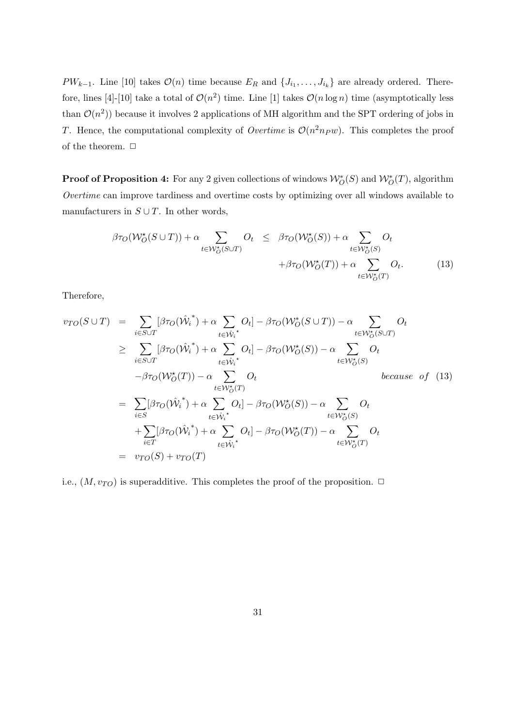$PW_{k-1}$. Line [10] takes $\mathcal{O}(n)$ time because $E_R$ and $\{J_{i_1}, \ldots, J_{i_k}\}$ are already ordered. Therefore, lines [4]-[10] take a total of $\mathcal{O}(n^2)$ time. Line [1] takes $\mathcal{O}(n \log n)$ time (asymptotically less than $\mathcal{O}(n^2)$) because it involves 2 applications of MH algorithm and the SPT ordering of jobs in $T$. Hence, the computational complexity of *Overtime* is $\mathcal{O}(n^2 n_P w)$. This completes the proof of the theorem. $\Box$

**Proof of Proposition 4:** For any 2 given collections of windows $\mathcal{W}_O^*(S)$ and $\mathcal{W}_O^*(T)$, algorithm *Overtime* can improve tardiness and overtime costs by optimizing over all windows available to manufacturers in $S \cup T$. In other words,

$$
\begin{aligned}
\beta\tau_O(\mathcal{W}_O^\star(S\cup T)) + \alpha \sum_{t\in\mathcal{W}_O^\star(S\cup T)} O_t \;\leq\; & \beta\tau_O(\mathcal{W}_O^\star(S)) + \alpha \sum_{t\in\mathcal{W}_O^\star(S)} O_t \\
& + \beta\tau_O(\mathcal{W}_O^\star(T)) + \alpha \sum_{t\in\mathcal{W}_O^\star(T)} O_t. \qquad (13)
\end{aligned}
$$

Therefore,

$$
\begin{aligned}
v_{TO}(S\cup T) &= \sum_{i\in S\cup T} [\beta\tau_O(\hat{\mathcal{W}_i}^*) + \alpha \sum_{t\in\hat{\mathcal{W}_i}^\star} O_t] - \beta\tau_O(\mathcal{W}_O^*(S\cup T)) - \alpha \sum_{t\in\mathcal{W}_O^\star(S\cup T)} O_t \\
&\geq \sum_{i\in S\cup T} [\beta\tau_O(\hat{\mathcal{W}_i}^*) + \alpha \sum_{t\in\hat{\mathcal{W}_i}^\star} O_t] - \beta\tau_O(\mathcal{W}_O^\star(S)) - \alpha \sum_{t\in\mathcal{W}_O^\star(S)} O_t \\
&\quad - \beta\tau_O(\mathcal{W}_O^\star(T)) - \alpha \sum_{t\in\mathcal{W}_O^\star(T)} O_t \qquad\qquad \textit{because of } (13) \\
&= \sum_{i\in S} [\beta\tau_O(\hat{\mathcal{W}_i}^*) + \alpha \sum_{t\in\hat{\mathcal{W}_i}^\star} O_t] - \beta\tau_O(\mathcal{W}_O^\star(S)) - \alpha \sum_{t\in\mathcal{W}_O^\star(S)} O_t \\
&\quad + \sum_{i\in T} [\beta\tau_O(\hat{\mathcal{W}_i}^*) + \alpha \sum_{t\in\hat{\mathcal{W}_i}^\star} O_t] - \beta\tau_O(\mathcal{W}_O^\star(T)) - \alpha \sum_{t\in\mathcal{W}_O^\star(T)} O_t \\
&= v_{TO}(S) + v_{TO}(T)
\end{aligned}
$$

i.e., $(M, v_{TO})$ is superadditive. This completes the proof of the proposition. $\Box$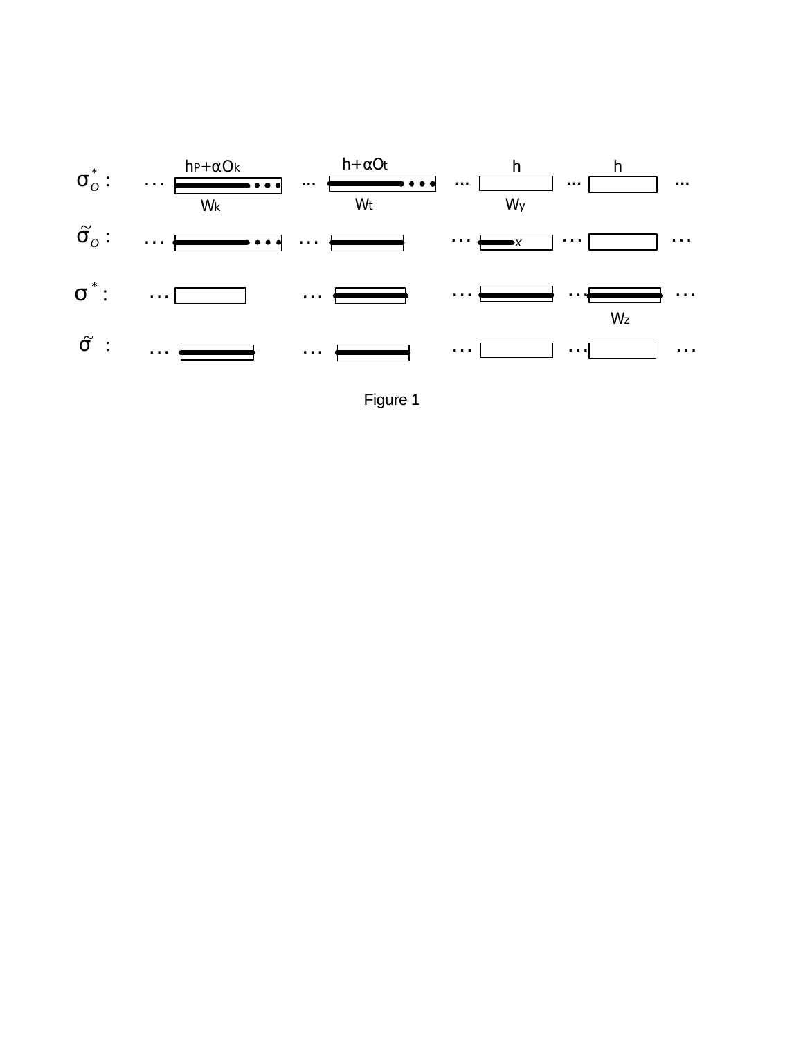$\sigma_O^*$ :

$hP+\alpha O_k$ $h+\alpha O_t$ $h$ $h$

$W_k$ $W_t$ $W_y$

$\tilde{\sigma}_O$ :

$x$

$\sigma^*$ :

$W_z$

$\tilde{\sigma}$ :

Figure 1